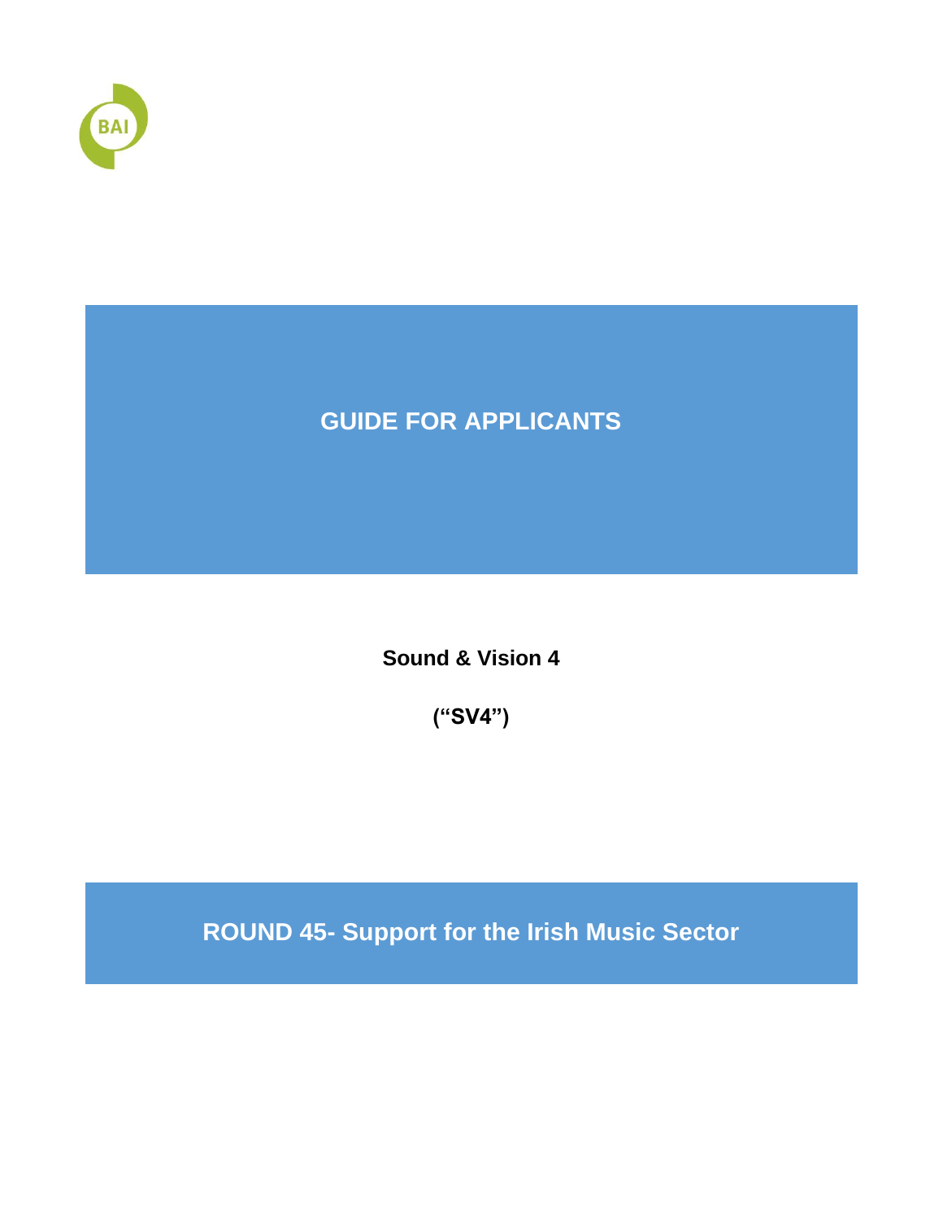BAI

# GUIDE FOR APPLICANTS

**Sound & Vision 4**

**("SV4")**

## ROUND 45- Support for the Irish Music Sector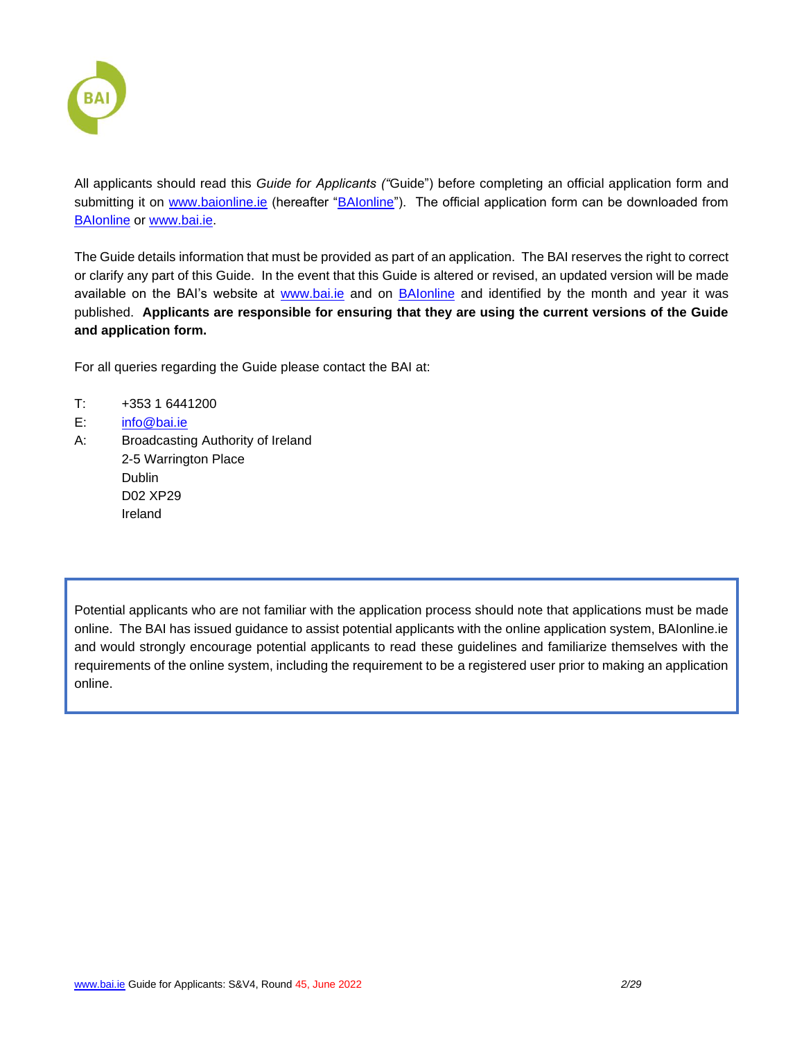All applicants should read this *Guide for Applicants ("*Guide") before completing an official application form and submitting it on www.baionline.ie (hereafter "BAIonline"). The official application form can be downloaded from BAIonline or www.bai.ie.

The Guide details information that must be provided as part of an application. The BAI reserves the right to correct or clarify any part of this Guide. In the event that this Guide is altered or revised, an updated version will be made available on the BAI's website at www.bai.ie and on BAIonline and identified by the month and year it was published. **Applicants are responsible for ensuring that they are using the current versions of the Guide and application form.**

For all queries regarding the Guide please contact the BAI at:

T: +353 1 6441200
E: info@bai.ie
A: Broadcasting Authority of Ireland
2-5 Warrington Place
Dublin
D02 XP29
Ireland

Potential applicants who are not familiar with the application process should note that applications must be made online. The BAI has issued guidance to assist potential applicants with the online application system, BAIonline.ie and would strongly encourage potential applicants to read these guidelines and familiarize themselves with the requirements of the online system, including the requirement to be a registered user prior to making an application online.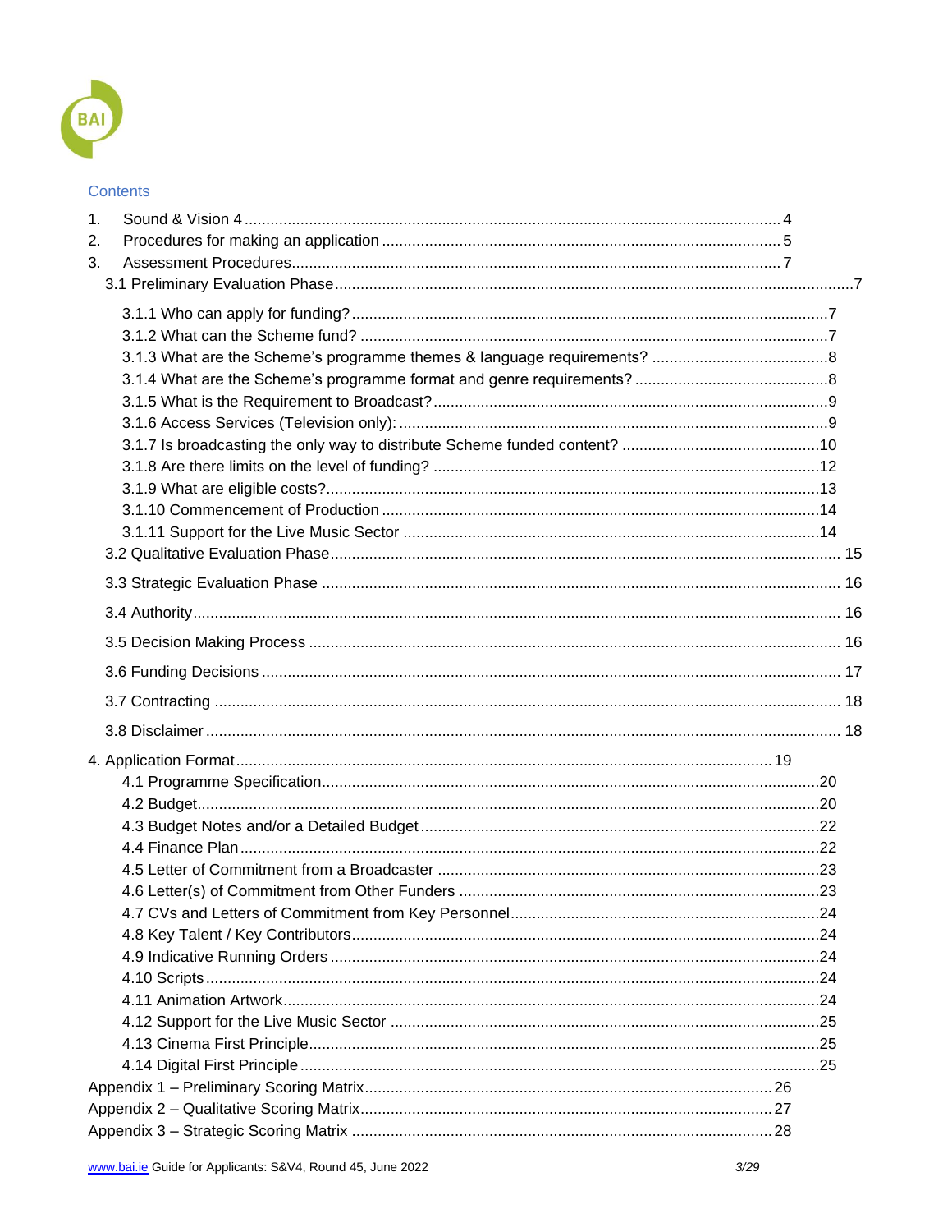## Contents

1. Sound & Vision 4 ........ 4
2. Procedures for making an application ........ 5
3. Assessment Procedures ........ 7
   - 3.1 Preliminary Evaluation Phase ........ 7
     - 3.1.1 Who can apply for funding? ........ 7
     - 3.1.2 What can the Scheme fund? ........ 7
     - 3.1.3 What are the Scheme's programme themes & language requirements? ........ 8
     - 3.1.4 What are the Scheme's programme format and genre requirements? ........ 8
     - 3.1.5 What is the Requirement to Broadcast? ........ 9
     - 3.1.6 Access Services (Television only): ........ 9
     - 3.1.7 Is broadcasting the only way to distribute Scheme funded content? ........ 10
     - 3.1.8 Are there limits on the level of funding? ........ 12
     - 3.1.9 What are eligible costs? ........ 13
     - 3.1.10 Commencement of Production ........ 14
     - 3.1.11 Support for the Live Music Sector ........ 14
   - 3.2 Qualitative Evaluation Phase ........ 15
   - 3.3 Strategic Evaluation Phase ........ 16
   - 3.4 Authority ........ 16
   - 3.5 Decision Making Process ........ 16
   - 3.6 Funding Decisions ........ 17
   - 3.7 Contracting ........ 18
   - 3.8 Disclaimer ........ 18

4. Application Format ........ 19
   - 4.1 Programme Specification ........ 20
   - 4.2 Budget ........ 20
   - 4.3 Budget Notes and/or a Detailed Budget ........ 22
   - 4.4 Finance Plan ........ 22
   - 4.5 Letter of Commitment from a Broadcaster ........ 23
   - 4.6 Letter(s) of Commitment from Other Funders ........ 23
   - 4.7 CVs and Letters of Commitment from Key Personnel ........ 24
   - 4.8 Key Talent / Key Contributors ........ 24
   - 4.9 Indicative Running Orders ........ 24
   - 4.10 Scripts ........ 24
   - 4.11 Animation Artwork ........ 24
   - 4.12 Support for the Live Music Sector ........ 25
   - 4.13 Cinema First Principle ........ 25
   - 4.14 Digital First Principle ........ 25

Appendix 1 – Preliminary Scoring Matrix ........ 26

Appendix 2 – Qualitative Scoring Matrix ........ 27

Appendix 3 – Strategic Scoring Matrix ........ 28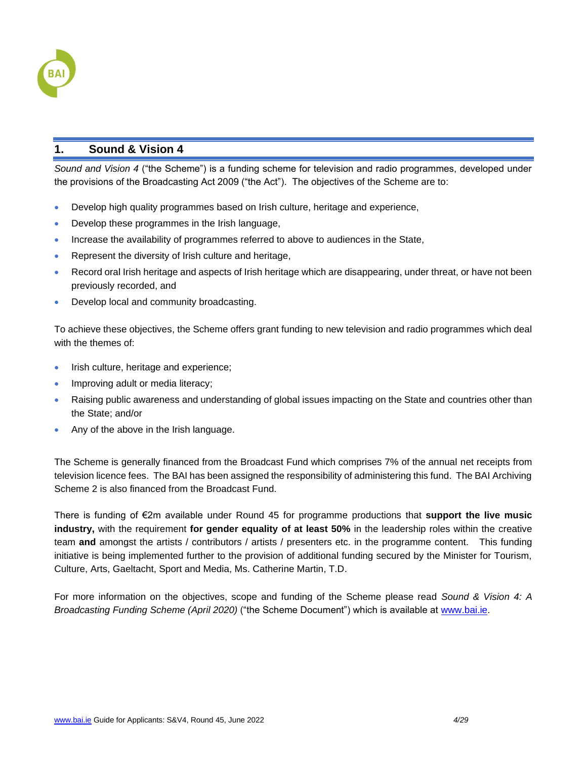## 1. Sound & Vision 4

*Sound and Vision 4* ("the Scheme") is a funding scheme for television and radio programmes, developed under the provisions of the Broadcasting Act 2009 ("the Act"). The objectives of the Scheme are to:

- Develop high quality programmes based on Irish culture, heritage and experience,
- Develop these programmes in the Irish language,
- Increase the availability of programmes referred to above to audiences in the State,
- Represent the diversity of Irish culture and heritage,
- Record oral Irish heritage and aspects of Irish heritage which are disappearing, under threat, or have not been previously recorded, and
- Develop local and community broadcasting.

To achieve these objectives, the Scheme offers grant funding to new television and radio programmes which deal with the themes of:

- Irish culture, heritage and experience;
- Improving adult or media literacy;
- Raising public awareness and understanding of global issues impacting on the State and countries other than the State; and/or
- Any of the above in the Irish language.

The Scheme is generally financed from the Broadcast Fund which comprises 7% of the annual net receipts from television licence fees. The BAI has been assigned the responsibility of administering this fund. The BAI Archiving Scheme 2 is also financed from the Broadcast Fund.

There is funding of €2m available under Round 45 for programme productions that **support the live music industry,** with the requirement **for gender equality of at least 50%** in the leadership roles within the creative team **and** amongst the artists / contributors / artists / presenters etc. in the programme content. This funding initiative is being implemented further to the provision of additional funding secured by the Minister for Tourism, Culture, Arts, Gaeltacht, Sport and Media, Ms. Catherine Martin, T.D.

For more information on the objectives, scope and funding of the Scheme please read *Sound & Vision 4: A Broadcasting Funding Scheme (April 2020)* ("the Scheme Document") which is available at www.bai.ie.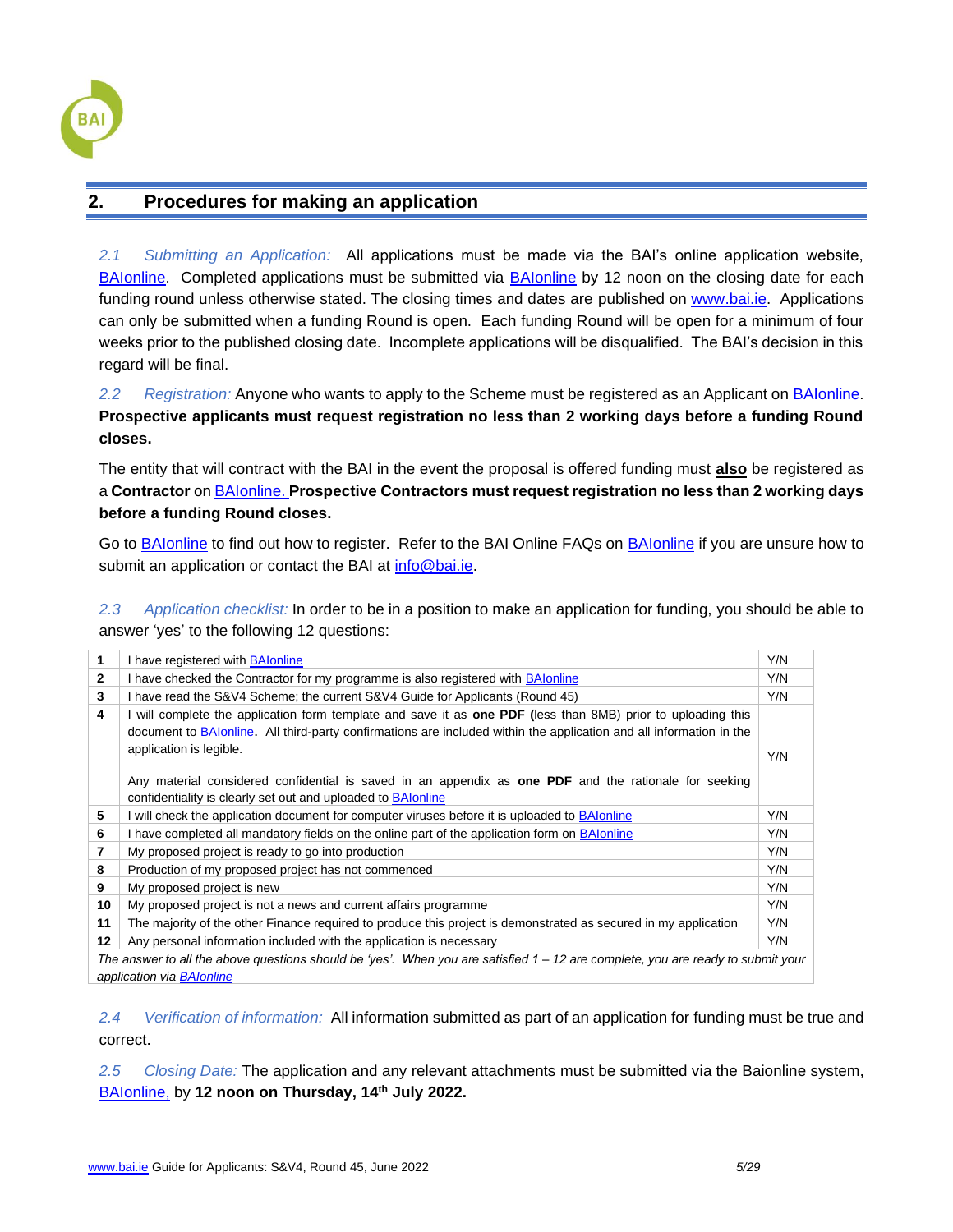## 2. Procedures for making an application

*2.1 Submitting an Application:* All applications must be made via the BAI's online application website, BAIonline. Completed applications must be submitted via BAIonline by 12 noon on the closing date for each funding round unless otherwise stated. The closing times and dates are published on www.bai.ie. Applications can only be submitted when a funding Round is open. Each funding Round will be open for a minimum of four weeks prior to the published closing date. Incomplete applications will be disqualified. The BAI's decision in this regard will be final.

*2.2 Registration:* Anyone who wants to apply to the Scheme must be registered as an Applicant on BAIonline. **Prospective applicants must request registration no less than 2 working days before a funding Round closes.**

The entity that will contract with the BAI in the event the proposal is offered funding must **also** be registered as a **Contractor** on BAIonline. **Prospective Contractors must request registration no less than 2 working days before a funding Round closes.**

Go to BAIonline to find out how to register. Refer to the BAI Online FAQs on BAIonline if you are unsure how to submit an application or contact the BAI at info@bai.ie.

*2.3 Application checklist:* In order to be in a position to make an application for funding, you should be able to answer 'yes' to the following 12 questions:

| | | |
|---|---|---|
| **1** | I have registered with BAIonline | Y/N |
| **2** | I have checked the Contractor for my programme is also registered with BAIonline | Y/N |
| **3** | I have read the S&V4 Scheme; the current S&V4 Guide for Applicants (Round 45) | Y/N |
| **4** | I will complete the application form template and save it as **one PDF (**less than 8MB) prior to uploading this document to BAIonline**.** All third-party confirmations are included within the application and all information in the application is legible.<br><br>Any material considered confidential is saved in an appendix as **one PDF** and the rationale for seeking confidentiality is clearly set out and uploaded to BAIonline | Y/N |
| **5** | I will check the application document for computer viruses before it is uploaded to BAIonline | Y/N |
| **6** | I have completed all mandatory fields on the online part of the application form on BAIonline | Y/N |
| **7** | My proposed project is ready to go into production | Y/N |
| **8** | Production of my proposed project has not commenced | Y/N |
| **9** | My proposed project is new | Y/N |
| **10** | My proposed project is not a news and current affairs programme | Y/N |
| **11** | The majority of the other Finance required to produce this project is demonstrated as secured in my application | Y/N |
| **12** | Any personal information included with the application is necessary | Y/N |
| *The answer to all the above questions should be 'yes'. When you are satisfied 1 – 12 are complete, you are ready to submit your application via BAIonline* | | |

*2.4 Verification of information:* All information submitted as part of an application for funding must be true and correct.

*2.5 Closing Date:* The application and any relevant attachments must be submitted via the Baionline system, BAIonline, by **12 noon on Thursday, 14th July 2022.**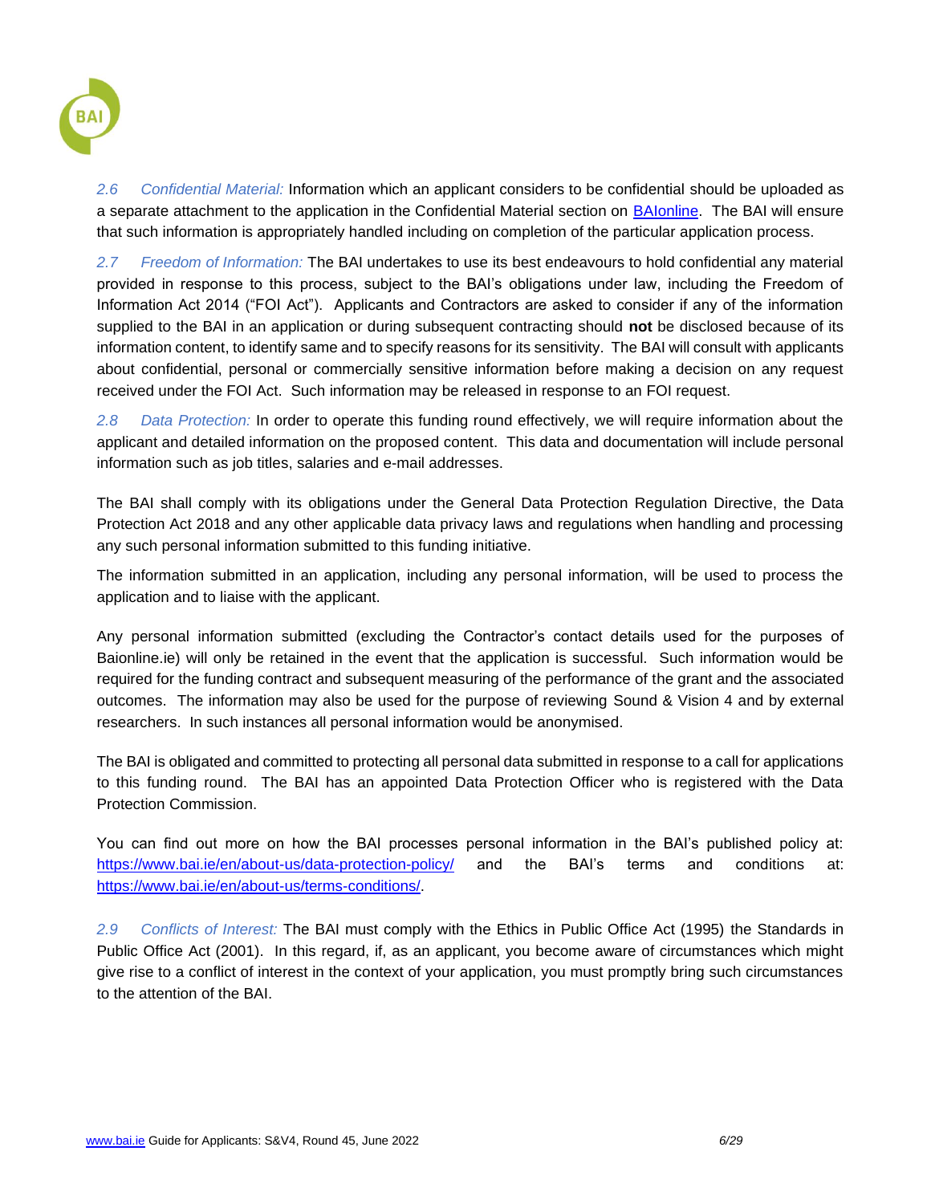*2.6 Confidential Material:* Information which an applicant considers to be confidential should be uploaded as a separate attachment to the application in the Confidential Material section on [BAIonline](BAIonline). The BAI will ensure that such information is appropriately handled including on completion of the particular application process.

*2.7 Freedom of Information:* The BAI undertakes to use its best endeavours to hold confidential any material provided in response to this process, subject to the BAI's obligations under law, including the Freedom of Information Act 2014 ("FOI Act"). Applicants and Contractors are asked to consider if any of the information supplied to the BAI in an application or during subsequent contracting should **not** be disclosed because of its information content, to identify same and to specify reasons for its sensitivity. The BAI will consult with applicants about confidential, personal or commercially sensitive information before making a decision on any request received under the FOI Act. Such information may be released in response to an FOI request.

*2.8 Data Protection:* In order to operate this funding round effectively, we will require information about the applicant and detailed information on the proposed content. This data and documentation will include personal information such as job titles, salaries and e-mail addresses.

The BAI shall comply with its obligations under the General Data Protection Regulation Directive, the Data Protection Act 2018 and any other applicable data privacy laws and regulations when handling and processing any such personal information submitted to this funding initiative.

The information submitted in an application, including any personal information, will be used to process the application and to liaise with the applicant.

Any personal information submitted (excluding the Contractor's contact details used for the purposes of Baionline.ie) will only be retained in the event that the application is successful. Such information would be required for the funding contract and subsequent measuring of the performance of the grant and the associated outcomes. The information may also be used for the purpose of reviewing Sound & Vision 4 and by external researchers. In such instances all personal information would be anonymised.

The BAI is obligated and committed to protecting all personal data submitted in response to a call for applications to this funding round. The BAI has an appointed Data Protection Officer who is registered with the Data Protection Commission.

You can find out more on how the BAI processes personal information in the BAI's published policy at: https://www.bai.ie/en/about-us/data-protection-policy/ and the BAI's terms and conditions at: https://www.bai.ie/en/about-us/terms-conditions/.

*2.9 Conflicts of Interest:* The BAI must comply with the Ethics in Public Office Act (1995) the Standards in Public Office Act (2001). In this regard, if, as an applicant, you become aware of circumstances which might give rise to a conflict of interest in the context of your application, you must promptly bring such circumstances to the attention of the BAI.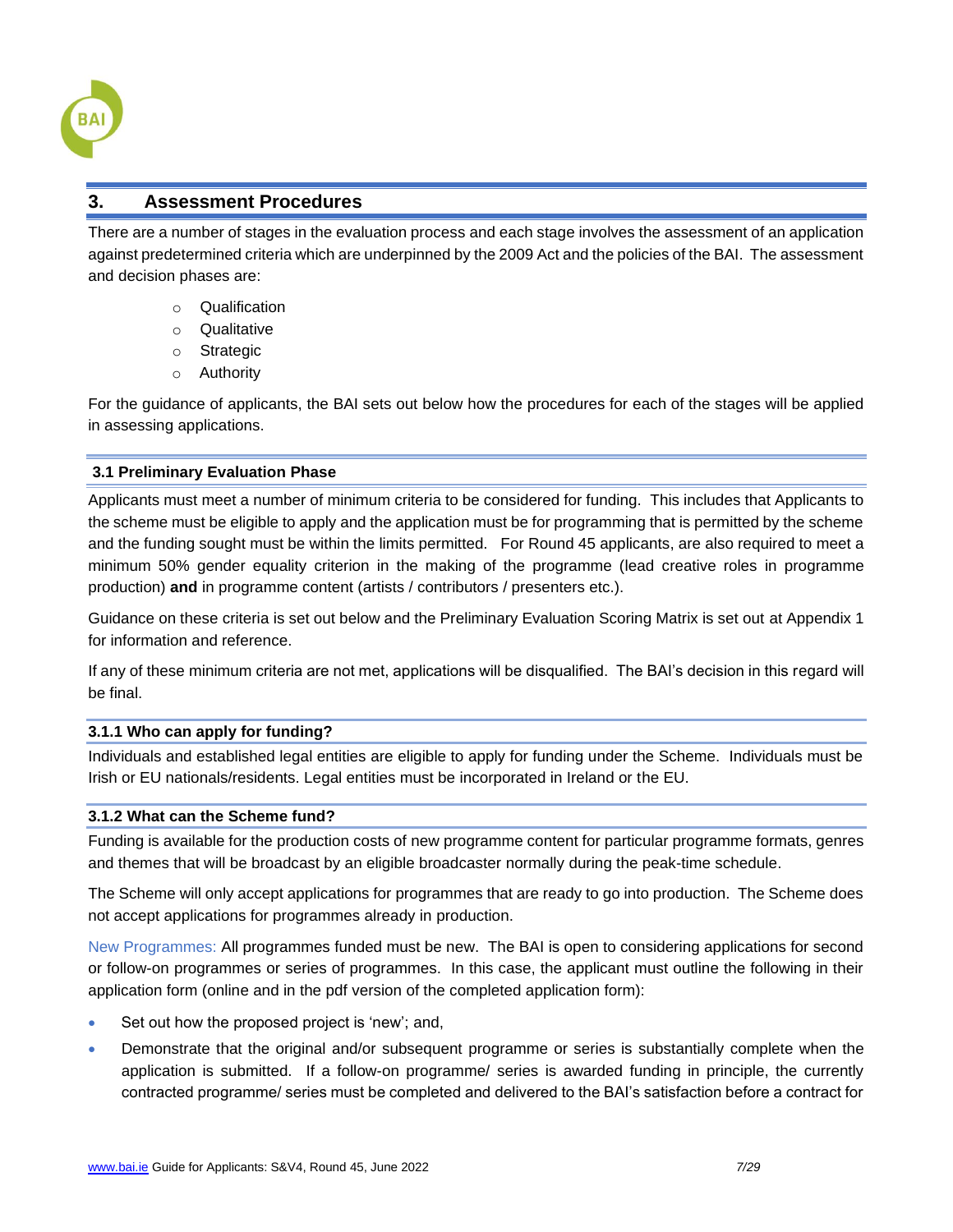## 3. Assessment Procedures

There are a number of stages in the evaluation process and each stage involves the assessment of an application against predetermined criteria which are underpinned by the 2009 Act and the policies of the BAI. The assessment and decision phases are:

- Qualification
- Qualitative
- Strategic
- Authority

For the guidance of applicants, the BAI sets out below how the procedures for each of the stages will be applied in assessing applications.

### 3.1 Preliminary Evaluation Phase

Applicants must meet a number of minimum criteria to be considered for funding. This includes that Applicants to the scheme must be eligible to apply and the application must be for programming that is permitted by the scheme and the funding sought must be within the limits permitted. For Round 45 applicants, are also required to meet a minimum 50% gender equality criterion in the making of the programme (lead creative roles in programme production) **and** in programme content (artists / contributors / presenters etc.).

Guidance on these criteria is set out below and the Preliminary Evaluation Scoring Matrix is set out at Appendix 1 for information and reference.

If any of these minimum criteria are not met, applications will be disqualified. The BAI's decision in this regard will be final.

#### 3.1.1 Who can apply for funding?

Individuals and established legal entities are eligible to apply for funding under the Scheme. Individuals must be Irish or EU nationals/residents. Legal entities must be incorporated in Ireland or the EU.

#### 3.1.2 What can the Scheme fund?

Funding is available for the production costs of new programme content for particular programme formats, genres and themes that will be broadcast by an eligible broadcaster normally during the peak-time schedule.

The Scheme will only accept applications for programmes that are ready to go into production. The Scheme does not accept applications for programmes already in production.

New Programmes: All programmes funded must be new. The BAI is open to considering applications for second or follow-on programmes or series of programmes. In this case, the applicant must outline the following in their application form (online and in the pdf version of the completed application form):

- Set out how the proposed project is 'new'; and,
- Demonstrate that the original and/or subsequent programme or series is substantially complete when the application is submitted. If a follow-on programme/ series is awarded funding in principle, the currently contracted programme/ series must be completed and delivered to the BAI's satisfaction before a contract for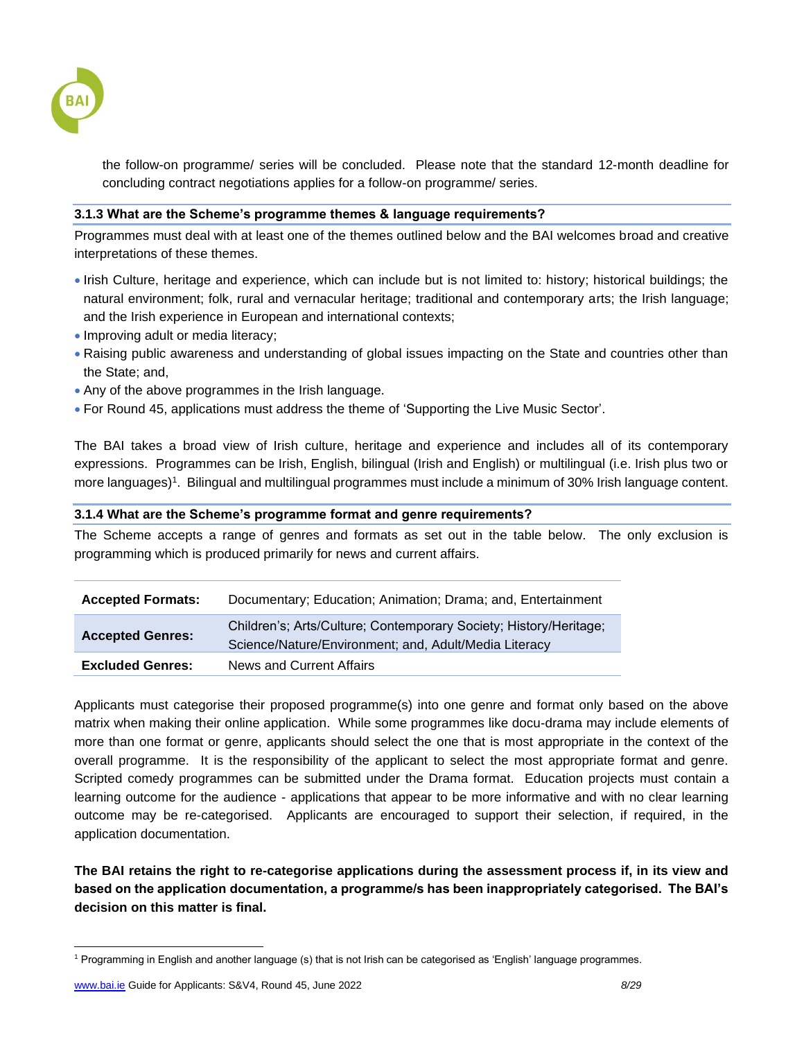the follow-on programme/ series will be concluded. Please note that the standard 12-month deadline for concluding contract negotiations applies for a follow-on programme/ series.

### 3.1.3 What are the Scheme's programme themes & language requirements?

Programmes must deal with at least one of the themes outlined below and the BAI welcomes broad and creative interpretations of these themes.

- Irish Culture, heritage and experience, which can include but is not limited to: history; historical buildings; the natural environment; folk, rural and vernacular heritage; traditional and contemporary arts; the Irish language; and the Irish experience in European and international contexts;
- Improving adult or media literacy;
- Raising public awareness and understanding of global issues impacting on the State and countries other than the State; and,
- Any of the above programmes in the Irish language.
- For Round 45, applications must address the theme of 'Supporting the Live Music Sector'.

The BAI takes a broad view of Irish culture, heritage and experience and includes all of its contemporary expressions. Programmes can be Irish, English, bilingual (Irish and English) or multilingual (i.e. Irish plus two or more languages)[1]. Bilingual and multilingual programmes must include a minimum of 30% Irish language content.

### 3.1.4 What are the Scheme's programme format and genre requirements?

The Scheme accepts a range of genres and formats as set out in the table below. The only exclusion is programming which is produced primarily for news and current affairs.

| | |
|---|---|
| **Accepted Formats:** | Documentary; Education; Animation; Drama; and, Entertainment |
| **Accepted Genres:** | Children's; Arts/Culture; Contemporary Society; History/Heritage; Science/Nature/Environment; and, Adult/Media Literacy |
| **Excluded Genres:** | News and Current Affairs |

Applicants must categorise their proposed programme(s) into one genre and format only based on the above matrix when making their online application. While some programmes like docu-drama may include elements of more than one format or genre, applicants should select the one that is most appropriate in the context of the overall programme. It is the responsibility of the applicant to select the most appropriate format and genre. Scripted comedy programmes can be submitted under the Drama format. Education projects must contain a learning outcome for the audience - applications that appear to be more informative and with no clear learning outcome may be re-categorised. Applicants are encouraged to support their selection, if required, in the application documentation.

**The BAI retains the right to re-categorise applications during the assessment process if, in its view and based on the application documentation, a programme/s has been inappropriately categorised. The BAI's decision on this matter is final.**

[1] Programming in English and another language (s) that is not Irish can be categorised as 'English' language programmes.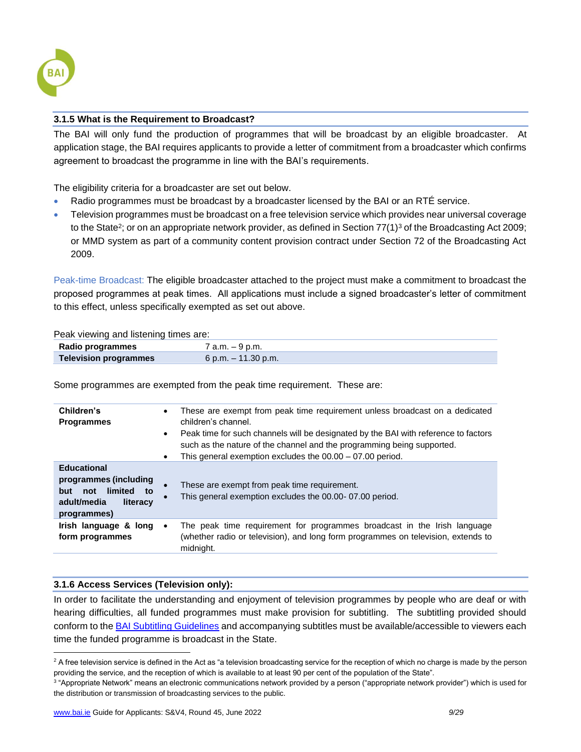### 3.1.5 What is the Requirement to Broadcast?

The BAI will only fund the production of programmes that will be broadcast by an eligible broadcaster. At application stage, the BAI requires applicants to provide a letter of commitment from a broadcaster which confirms agreement to broadcast the programme in line with the BAI's requirements.

The eligibility criteria for a broadcaster are set out below.

- Radio programmes must be broadcast by a broadcaster licensed by the BAI or an RTÉ service.
- Television programmes must be broadcast on a free television service which provides near universal coverage to the State[2]; or on an appropriate network provider, as defined in Section 77(1)[3] of the Broadcasting Act 2009; or MMD system as part of a community content provision contract under Section 72 of the Broadcasting Act 2009.

Peak-time Broadcast: The eligible broadcaster attached to the project must make a commitment to broadcast the proposed programmes at peak times. All applications must include a signed broadcaster's letter of commitment to this effect, unless specifically exempted as set out above.

Peak viewing and listening times are:

| | |
|---|---|
| **Radio programmes** | 7 a.m. – 9 p.m. |
| **Television programmes** | 6 p.m. – 11.30 p.m. |

Some programmes are exempted from the peak time requirement. These are:

| | |
|---|---|
| **Children's Programmes** | • These are exempt from peak time requirement unless broadcast on a dedicated children's channel.<br>• Peak time for such channels will be designated by the BAI with reference to factors such as the nature of the channel and the programming being supported.<br>• This general exemption excludes the 00.00 – 07.00 period. |
| **Educational programmes (including but not limited to adult/media literacy programmes)** | • These are exempt from peak time requirement.<br>• This general exemption excludes the 00.00- 07.00 period. |
| **Irish language & long form programmes** | • The peak time requirement for programmes broadcast in the Irish language (whether radio or television), and long form programmes on television, extends to midnight. |

### 3.1.6 Access Services (Television only):

In order to facilitate the understanding and enjoyment of television programmes by people who are deaf or with hearing difficulties, all funded programmes must make provision for subtitling. The subtitling provided should conform to the BAI Subtitling Guidelines and accompanying subtitles must be available/accessible to viewers each time the funded programme is broadcast in the State.

---

[2] A free television service is defined in the Act as "a television broadcasting service for the reception of which no charge is made by the person providing the service, and the reception of which is available to at least 90 per cent of the population of the State".

[3] "Appropriate Network" means an electronic communications network provided by a person ("appropriate network provider") which is used for the distribution or transmission of broadcasting services to the public.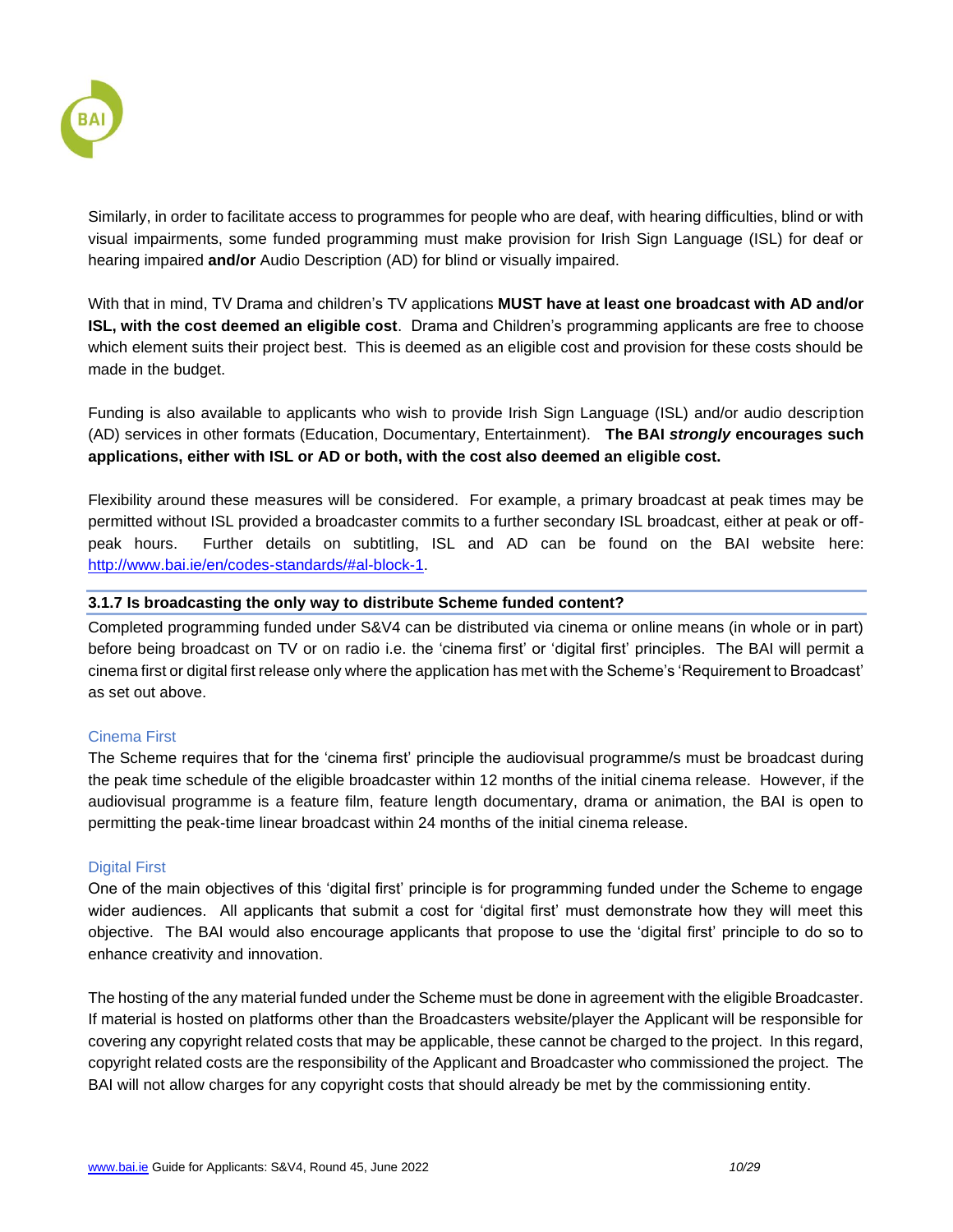Similarly, in order to facilitate access to programmes for people who are deaf, with hearing difficulties, blind or with visual impairments, some funded programming must make provision for Irish Sign Language (ISL) for deaf or hearing impaired **and/or** Audio Description (AD) for blind or visually impaired.

With that in mind, TV Drama and children's TV applications **MUST have at least one broadcast with AD and/or ISL, with the cost deemed an eligible cost**. Drama and Children's programming applicants are free to choose which element suits their project best. This is deemed as an eligible cost and provision for these costs should be made in the budget.

Funding is also available to applicants who wish to provide Irish Sign Language (ISL) and/or audio description (AD) services in other formats (Education, Documentary, Entertainment). **The BAI *strongly* encourages such applications, either with ISL or AD or both, with the cost also deemed an eligible cost.**

Flexibility around these measures will be considered. For example, a primary broadcast at peak times may be permitted without ISL provided a broadcaster commits to a further secondary ISL broadcast, either at peak or off-peak hours. Further details on subtitling, ISL and AD can be found on the BAI website here: [http://www.bai.ie/en/codes-standards/#al-block-1](http://www.bai.ie/en/codes-standards/#al-block-1).

### 3.1.7 Is broadcasting the only way to distribute Scheme funded content?

Completed programming funded under S&V4 can be distributed via cinema or online means (in whole or in part) before being broadcast on TV or on radio i.e. the 'cinema first' or 'digital first' principles. The BAI will permit a cinema first or digital first release only where the application has met with the Scheme's 'Requirement to Broadcast' as set out above.

#### Cinema First

The Scheme requires that for the 'cinema first' principle the audiovisual programme/s must be broadcast during the peak time schedule of the eligible broadcaster within 12 months of the initial cinema release. However, if the audiovisual programme is a feature film, feature length documentary, drama or animation, the BAI is open to permitting the peak-time linear broadcast within 24 months of the initial cinema release.

#### Digital First

One of the main objectives of this 'digital first' principle is for programming funded under the Scheme to engage wider audiences. All applicants that submit a cost for 'digital first' must demonstrate how they will meet this objective. The BAI would also encourage applicants that propose to use the 'digital first' principle to do so to enhance creativity and innovation.

The hosting of the any material funded under the Scheme must be done in agreement with the eligible Broadcaster. If material is hosted on platforms other than the Broadcasters website/player the Applicant will be responsible for covering any copyright related costs that may be applicable, these cannot be charged to the project. In this regard, copyright related costs are the responsibility of the Applicant and Broadcaster who commissioned the project. The BAI will not allow charges for any copyright costs that should already be met by the commissioning entity.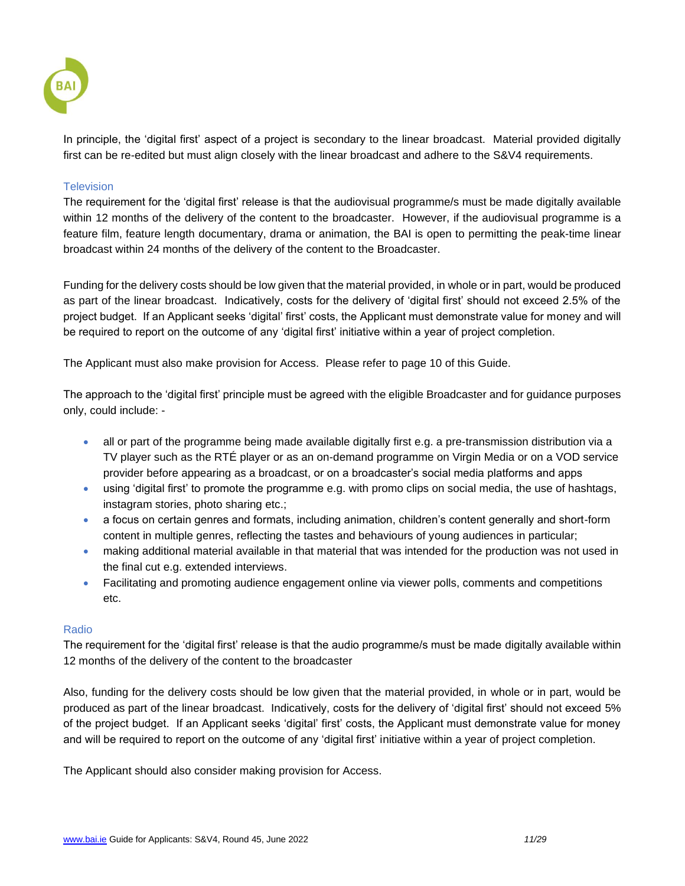In principle, the 'digital first' aspect of a project is secondary to the linear broadcast. Material provided digitally first can be re-edited but must align closely with the linear broadcast and adhere to the S&V4 requirements.

### Television

The requirement for the 'digital first' release is that the audiovisual programme/s must be made digitally available within 12 months of the delivery of the content to the broadcaster. However, if the audiovisual programme is a feature film, feature length documentary, drama or animation, the BAI is open to permitting the peak-time linear broadcast within 24 months of the delivery of the content to the Broadcaster.

Funding for the delivery costs should be low given that the material provided, in whole or in part, would be produced as part of the linear broadcast. Indicatively, costs for the delivery of 'digital first' should not exceed 2.5% of the project budget. If an Applicant seeks 'digital' first' costs, the Applicant must demonstrate value for money and will be required to report on the outcome of any 'digital first' initiative within a year of project completion.

The Applicant must also make provision for Access. Please refer to page 10 of this Guide.

The approach to the 'digital first' principle must be agreed with the eligible Broadcaster and for guidance purposes only, could include: -

- all or part of the programme being made available digitally first e.g. a pre-transmission distribution via a TV player such as the RTÉ player or as an on-demand programme on Virgin Media or on a VOD service provider before appearing as a broadcast, or on a broadcaster's social media platforms and apps
- using 'digital first' to promote the programme e.g. with promo clips on social media, the use of hashtags, instagram stories, photo sharing etc.;
- a focus on certain genres and formats, including animation, children's content generally and short-form content in multiple genres, reflecting the tastes and behaviours of young audiences in particular;
- making additional material available in that material that was intended for the production was not used in the final cut e.g. extended interviews.
- Facilitating and promoting audience engagement online via viewer polls, comments and competitions etc.

### Radio

The requirement for the 'digital first' release is that the audio programme/s must be made digitally available within 12 months of the delivery of the content to the broadcaster

Also, funding for the delivery costs should be low given that the material provided, in whole or in part, would be produced as part of the linear broadcast. Indicatively, costs for the delivery of 'digital first' should not exceed 5% of the project budget. If an Applicant seeks 'digital' first' costs, the Applicant must demonstrate value for money and will be required to report on the outcome of any 'digital first' initiative within a year of project completion.

The Applicant should also consider making provision for Access.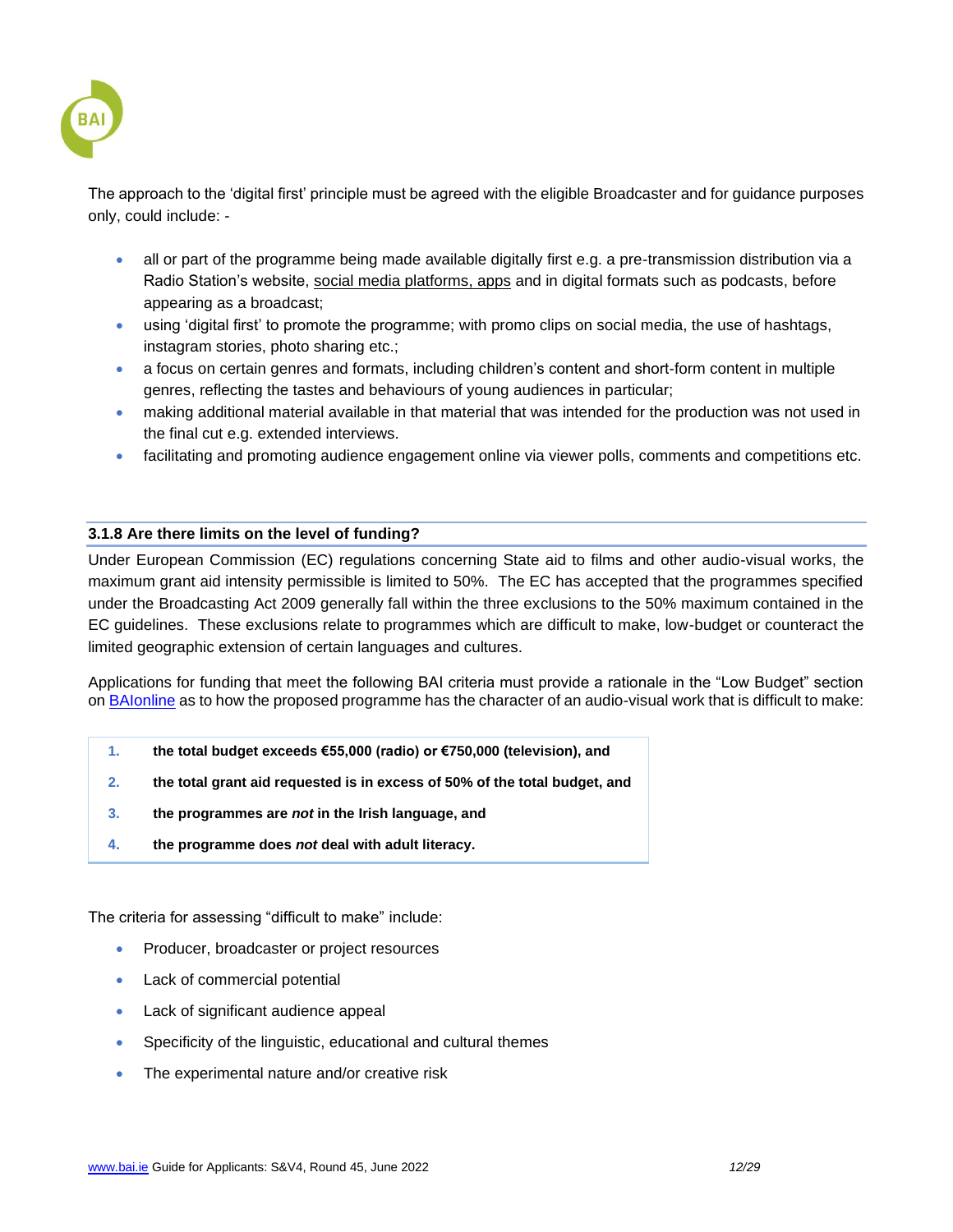The approach to the 'digital first' principle must be agreed with the eligible Broadcaster and for guidance purposes only, could include: -

- all or part of the programme being made available digitally first e.g. a pre-transmission distribution via a Radio Station's website, social media platforms, apps and in digital formats such as podcasts, before appearing as a broadcast;
- using 'digital first' to promote the programme; with promo clips on social media, the use of hashtags, instagram stories, photo sharing etc.;
- a focus on certain genres and formats, including children's content and short-form content in multiple genres, reflecting the tastes and behaviours of young audiences in particular;
- making additional material available in that material that was intended for the production was not used in the final cut e.g. extended interviews.
- facilitating and promoting audience engagement online via viewer polls, comments and competitions etc.

### 3.1.8 Are there limits on the level of funding?

Under European Commission (EC) regulations concerning State aid to films and other audio-visual works, the maximum grant aid intensity permissible is limited to 50%. The EC has accepted that the programmes specified under the Broadcasting Act 2009 generally fall within the three exclusions to the 50% maximum contained in the EC guidelines. These exclusions relate to programmes which are difficult to make, low-budget or counteract the limited geographic extension of certain languages and cultures.

Applications for funding that meet the following BAI criteria must provide a rationale in the "Low Budget" section on BAIonline as to how the proposed programme has the character of an audio-visual work that is difficult to make:

1. **the total budget exceeds €55,000 (radio) or €750,000 (television), and**
2. **the total grant aid requested is in excess of 50% of the total budget, and**
3. **the programmes are *not* in the Irish language, and**
4. **the programme does *not* deal with adult literacy.**

The criteria for assessing "difficult to make" include:

- Producer, broadcaster or project resources
- Lack of commercial potential
- Lack of significant audience appeal
- Specificity of the linguistic, educational and cultural themes
- The experimental nature and/or creative risk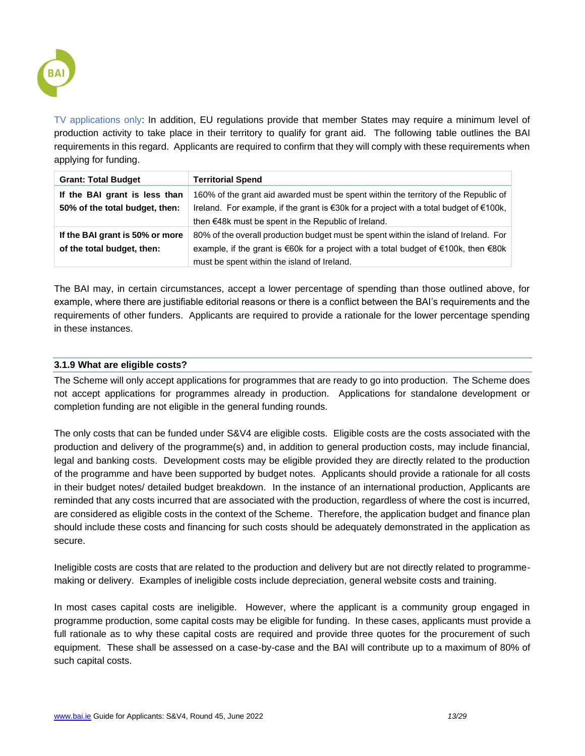TV applications only: In addition, EU regulations provide that member States may require a minimum level of production activity to take place in their territory to qualify for grant aid. The following table outlines the BAI requirements in this regard. Applicants are required to confirm that they will comply with these requirements when applying for funding.

| Grant: Total Budget | Territorial Spend |
|---|---|
| **If the BAI grant is less than 50% of the total budget, then:** | 160% of the grant aid awarded must be spent within the territory of the Republic of Ireland. For example, if the grant is €30k for a project with a total budget of €100k, then €48k must be spent in the Republic of Ireland. |
| **If the BAI grant is 50% or more of the total budget, then:** | 80% of the overall production budget must be spent within the island of Ireland. For example, if the grant is €60k for a project with a total budget of €100k, then €80k must be spent within the island of Ireland. |

The BAI may, in certain circumstances, accept a lower percentage of spending than those outlined above, for example, where there are justifiable editorial reasons or there is a conflict between the BAI's requirements and the requirements of other funders. Applicants are required to provide a rationale for the lower percentage spending in these instances.

### 3.1.9 What are eligible costs?

The Scheme will only accept applications for programmes that are ready to go into production. The Scheme does not accept applications for programmes already in production. Applications for standalone development or completion funding are not eligible in the general funding rounds.

The only costs that can be funded under S&V4 are eligible costs. Eligible costs are the costs associated with the production and delivery of the programme(s) and, in addition to general production costs, may include financial, legal and banking costs. Development costs may be eligible provided they are directly related to the production of the programme and have been supported by budget notes. Applicants should provide a rationale for all costs in their budget notes/ detailed budget breakdown. In the instance of an international production, Applicants are reminded that any costs incurred that are associated with the production, regardless of where the cost is incurred, are considered as eligible costs in the context of the Scheme. Therefore, the application budget and finance plan should include these costs and financing for such costs should be adequately demonstrated in the application as secure.

Ineligible costs are costs that are related to the production and delivery but are not directly related to programme-making or delivery. Examples of ineligible costs include depreciation, general website costs and training.

In most cases capital costs are ineligible. However, where the applicant is a community group engaged in programme production, some capital costs may be eligible for funding. In these cases, applicants must provide a full rationale as to why these capital costs are required and provide three quotes for the procurement of such equipment. These shall be assessed on a case-by-case and the BAI will contribute up to a maximum of 80% of such capital costs.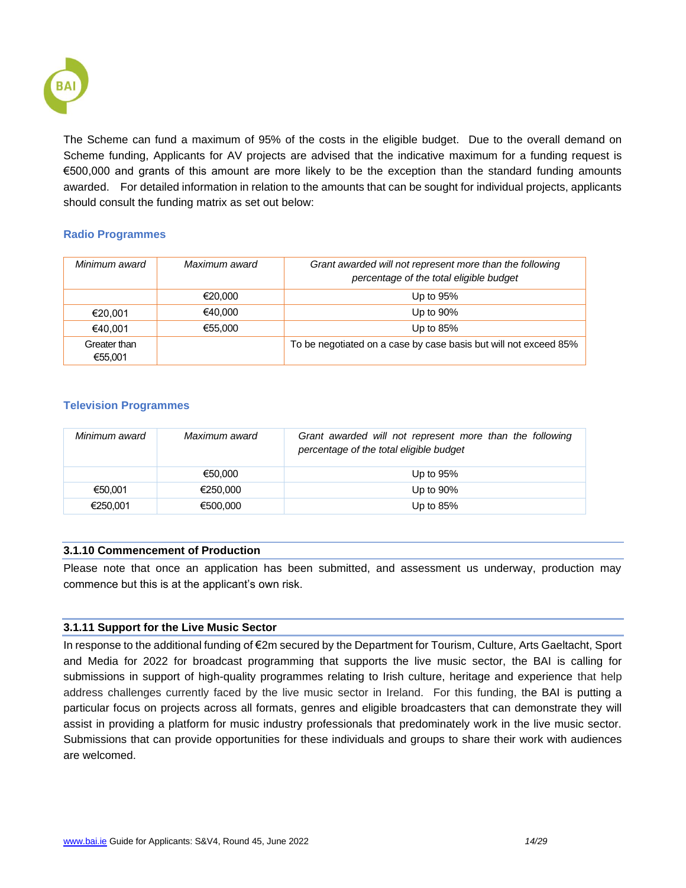The Scheme can fund a maximum of 95% of the costs in the eligible budget. Due to the overall demand on Scheme funding, Applicants for AV projects are advised that the indicative maximum for a funding request is €500,000 and grants of this amount are more likely to be the exception than the standard funding amounts awarded. For detailed information in relation to the amounts that can be sought for individual projects, applicants should consult the funding matrix as set out below:

### Radio Programmes

| *Minimum award* | *Maximum award* | *Grant awarded will not represent more than the following percentage of the total eligible budget* |
|---|---|---|
| | €20,000 | Up to 95% |
| €20,001 | €40,000 | Up to 90% |
| €40,001 | €55,000 | Up to 85% |
| Greater than €55,001 | | To be negotiated on a case by case basis but will not exceed 85% |

### Television Programmes

| *Minimum award* | *Maximum award* | *Grant awarded will not represent more than the following percentage of the total eligible budget* |
|---|---|---|
| | €50,000 | Up to 95% |
| €50,001 | €250,000 | Up to 90% |
| €250,001 | €500,000 | Up to 85% |

### 3.1.10 Commencement of Production

Please note that once an application has been submitted, and assessment us underway, production may commence but this is at the applicant's own risk.

### 3.1.11 Support for the Live Music Sector

In response to the additional funding of €2m secured by the Department for Tourism, Culture, Arts Gaeltacht, Sport and Media for 2022 for broadcast programming that supports the live music sector, the BAI is calling for submissions in support of high-quality programmes relating to Irish culture, heritage and experience that help address challenges currently faced by the live music sector in Ireland. For this funding, the BAI is putting a particular focus on projects across all formats, genres and eligible broadcasters that can demonstrate they will assist in providing a platform for music industry professionals that predominately work in the live music sector. Submissions that can provide opportunities for these individuals and groups to share their work with audiences are welcomed.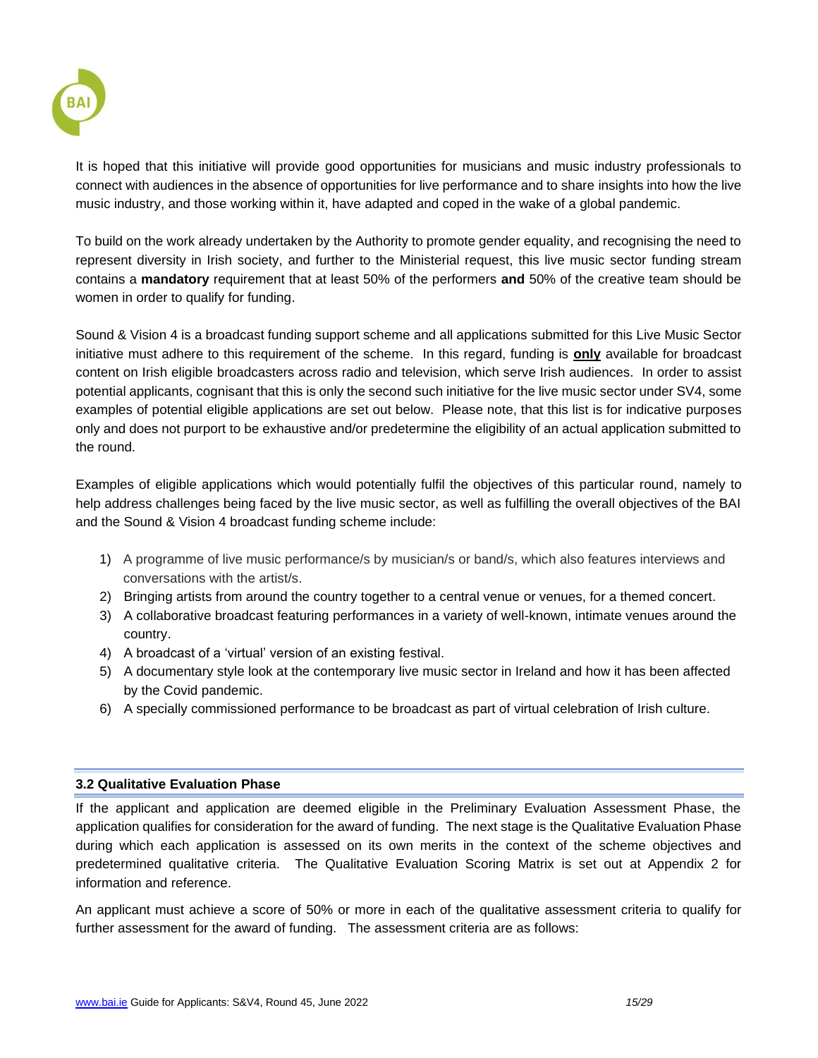It is hoped that this initiative will provide good opportunities for musicians and music industry professionals to connect with audiences in the absence of opportunities for live performance and to share insights into how the live music industry, and those working within it, have adapted and coped in the wake of a global pandemic.

To build on the work already undertaken by the Authority to promote gender equality, and recognising the need to represent diversity in Irish society, and further to the Ministerial request, this live music sector funding stream contains a **mandatory** requirement that at least 50% of the performers **and** 50% of the creative team should be women in order to qualify for funding.

Sound & Vision 4 is a broadcast funding support scheme and all applications submitted for this Live Music Sector initiative must adhere to this requirement of the scheme. In this regard, funding is **only** available for broadcast content on Irish eligible broadcasters across radio and television, which serve Irish audiences. In order to assist potential applicants, cognisant that this is only the second such initiative for the live music sector under SV4, some examples of potential eligible applications are set out below. Please note, that this list is for indicative purposes only and does not purport to be exhaustive and/or predetermine the eligibility of an actual application submitted to the round.

Examples of eligible applications which would potentially fulfil the objectives of this particular round, namely to help address challenges being faced by the live music sector, as well as fulfilling the overall objectives of the BAI and the Sound & Vision 4 broadcast funding scheme include:

1) A programme of live music performance/s by musician/s or band/s, which also features interviews and conversations with the artist/s.
2) Bringing artists from around the country together to a central venue or venues, for a themed concert.
3) A collaborative broadcast featuring performances in a variety of well-known, intimate venues around the country.
4) A broadcast of a 'virtual' version of an existing festival.
5) A documentary style look at the contemporary live music sector in Ireland and how it has been affected by the Covid pandemic.
6) A specially commissioned performance to be broadcast as part of virtual celebration of Irish culture.

### 3.2 Qualitative Evaluation Phase

If the applicant and application are deemed eligible in the Preliminary Evaluation Assessment Phase, the application qualifies for consideration for the award of funding. The next stage is the Qualitative Evaluation Phase during which each application is assessed on its own merits in the context of the scheme objectives and predetermined qualitative criteria. The Qualitative Evaluation Scoring Matrix is set out at Appendix 2 for information and reference.

An applicant must achieve a score of 50% or more in each of the qualitative assessment criteria to qualify for further assessment for the award of funding. The assessment criteria are as follows: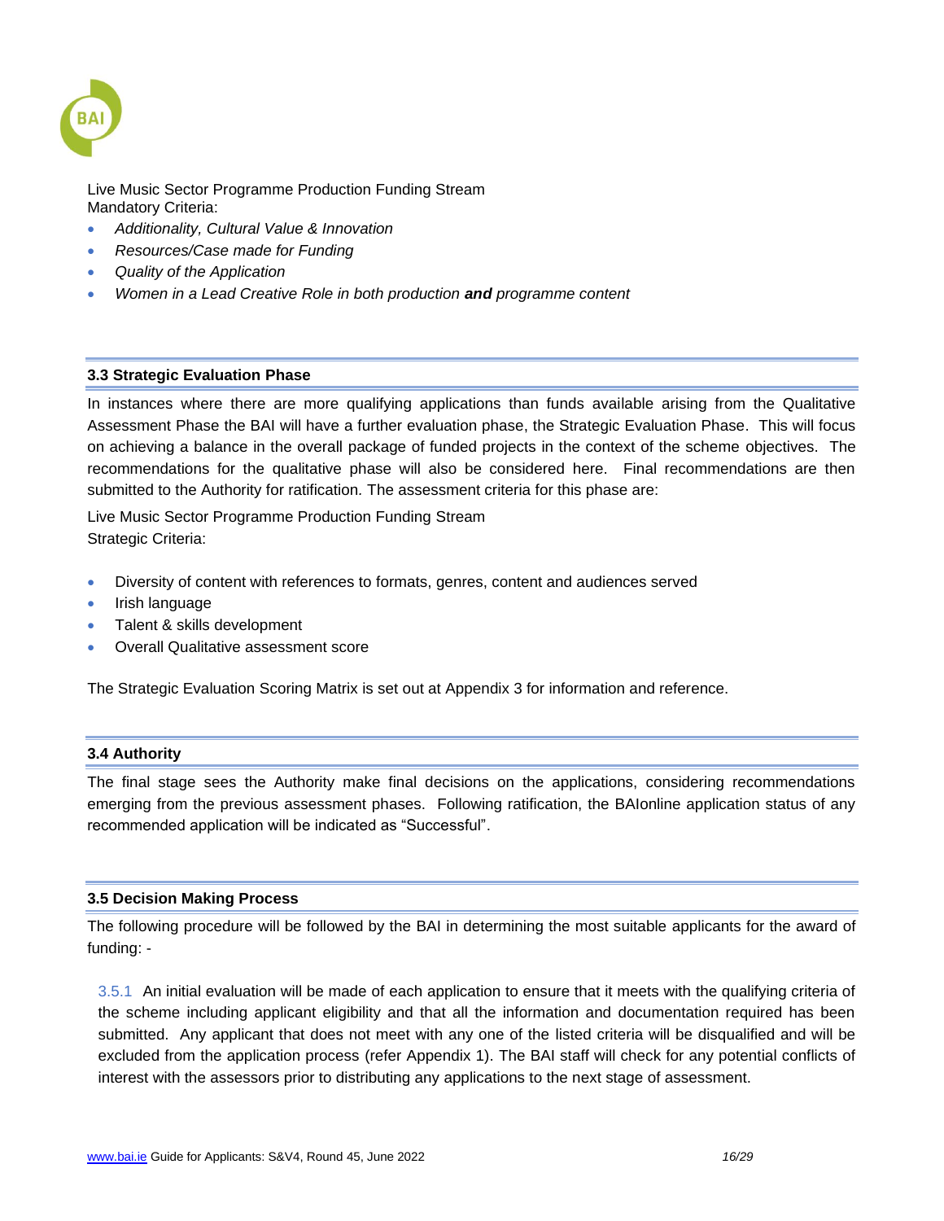Live Music Sector Programme Production Funding Stream
Mandatory Criteria:

- *Additionality, Cultural Value & Innovation*
- *Resources/Case made for Funding*
- *Quality of the Application*
- *Women in a Lead Creative Role in both production **and** programme content*

### 3.3 Strategic Evaluation Phase

In instances where there are more qualifying applications than funds available arising from the Qualitative Assessment Phase the BAI will have a further evaluation phase, the Strategic Evaluation Phase. This will focus on achieving a balance in the overall package of funded projects in the context of the scheme objectives. The recommendations for the qualitative phase will also be considered here. Final recommendations are then submitted to the Authority for ratification. The assessment criteria for this phase are:

Live Music Sector Programme Production Funding Stream
Strategic Criteria:

- Diversity of content with references to formats, genres, content and audiences served
- Irish language
- Talent & skills development
- Overall Qualitative assessment score

The Strategic Evaluation Scoring Matrix is set out at Appendix 3 for information and reference.

### 3.4 Authority

The final stage sees the Authority make final decisions on the applications, considering recommendations emerging from the previous assessment phases. Following ratification, the BAIonline application status of any recommended application will be indicated as "Successful".

### 3.5 Decision Making Process

The following procedure will be followed by the BAI in determining the most suitable applicants for the award of funding: -

3.5.1 An initial evaluation will be made of each application to ensure that it meets with the qualifying criteria of the scheme including applicant eligibility and that all the information and documentation required has been submitted. Any applicant that does not meet with any one of the listed criteria will be disqualified and will be excluded from the application process (refer Appendix 1). The BAI staff will check for any potential conflicts of interest with the assessors prior to distributing any applications to the next stage of assessment.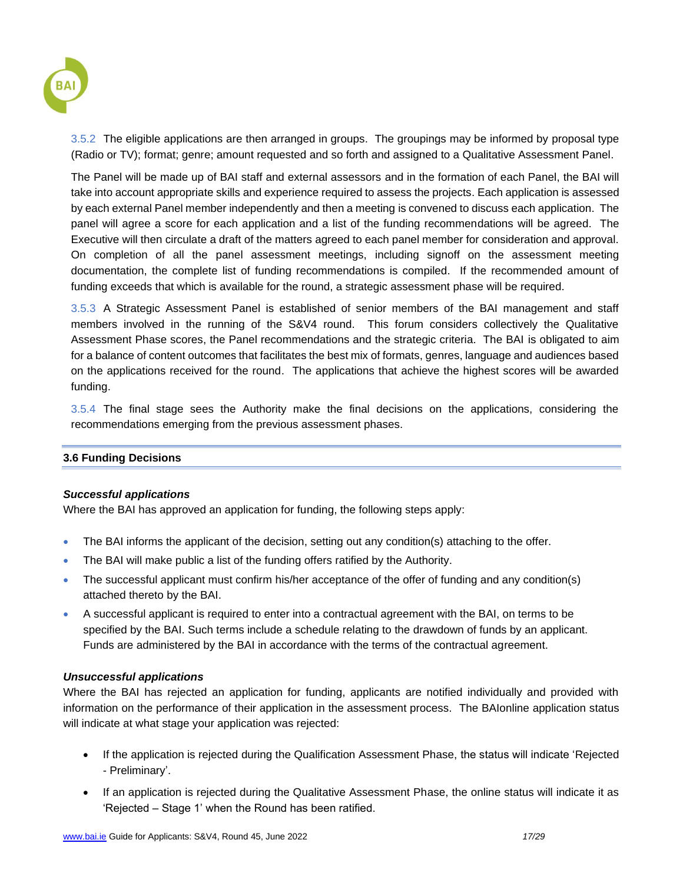3.5.2 The eligible applications are then arranged in groups. The groupings may be informed by proposal type (Radio or TV); format; genre; amount requested and so forth and assigned to a Qualitative Assessment Panel.

The Panel will be made up of BAI staff and external assessors and in the formation of each Panel, the BAI will take into account appropriate skills and experience required to assess the projects. Each application is assessed by each external Panel member independently and then a meeting is convened to discuss each application. The panel will agree a score for each application and a list of the funding recommendations will be agreed. The Executive will then circulate a draft of the matters agreed to each panel member for consideration and approval. On completion of all the panel assessment meetings, including signoff on the assessment meeting documentation, the complete list of funding recommendations is compiled. If the recommended amount of funding exceeds that which is available for the round, a strategic assessment phase will be required.

3.5.3 A Strategic Assessment Panel is established of senior members of the BAI management and staff members involved in the running of the S&V4 round. This forum considers collectively the Qualitative Assessment Phase scores, the Panel recommendations and the strategic criteria. The BAI is obligated to aim for a balance of content outcomes that facilitates the best mix of formats, genres, language and audiences based on the applications received for the round. The applications that achieve the highest scores will be awarded funding.

3.5.4 The final stage sees the Authority make the final decisions on the applications, considering the recommendations emerging from the previous assessment phases.

## 3.6 Funding Decisions

***Successful applications***

Where the BAI has approved an application for funding, the following steps apply:

- The BAI informs the applicant of the decision, setting out any condition(s) attaching to the offer.
- The BAI will make public a list of the funding offers ratified by the Authority.
- The successful applicant must confirm his/her acceptance of the offer of funding and any condition(s) attached thereto by the BAI.
- A successful applicant is required to enter into a contractual agreement with the BAI, on terms to be specified by the BAI. Such terms include a schedule relating to the drawdown of funds by an applicant. Funds are administered by the BAI in accordance with the terms of the contractual agreement.

***Unsuccessful applications***

Where the BAI has rejected an application for funding, applicants are notified individually and provided with information on the performance of their application in the assessment process. The BAIonline application status will indicate at what stage your application was rejected:

- If the application is rejected during the Qualification Assessment Phase, the status will indicate 'Rejected - Preliminary'.
- If an application is rejected during the Qualitative Assessment Phase, the online status will indicate it as 'Rejected – Stage 1' when the Round has been ratified.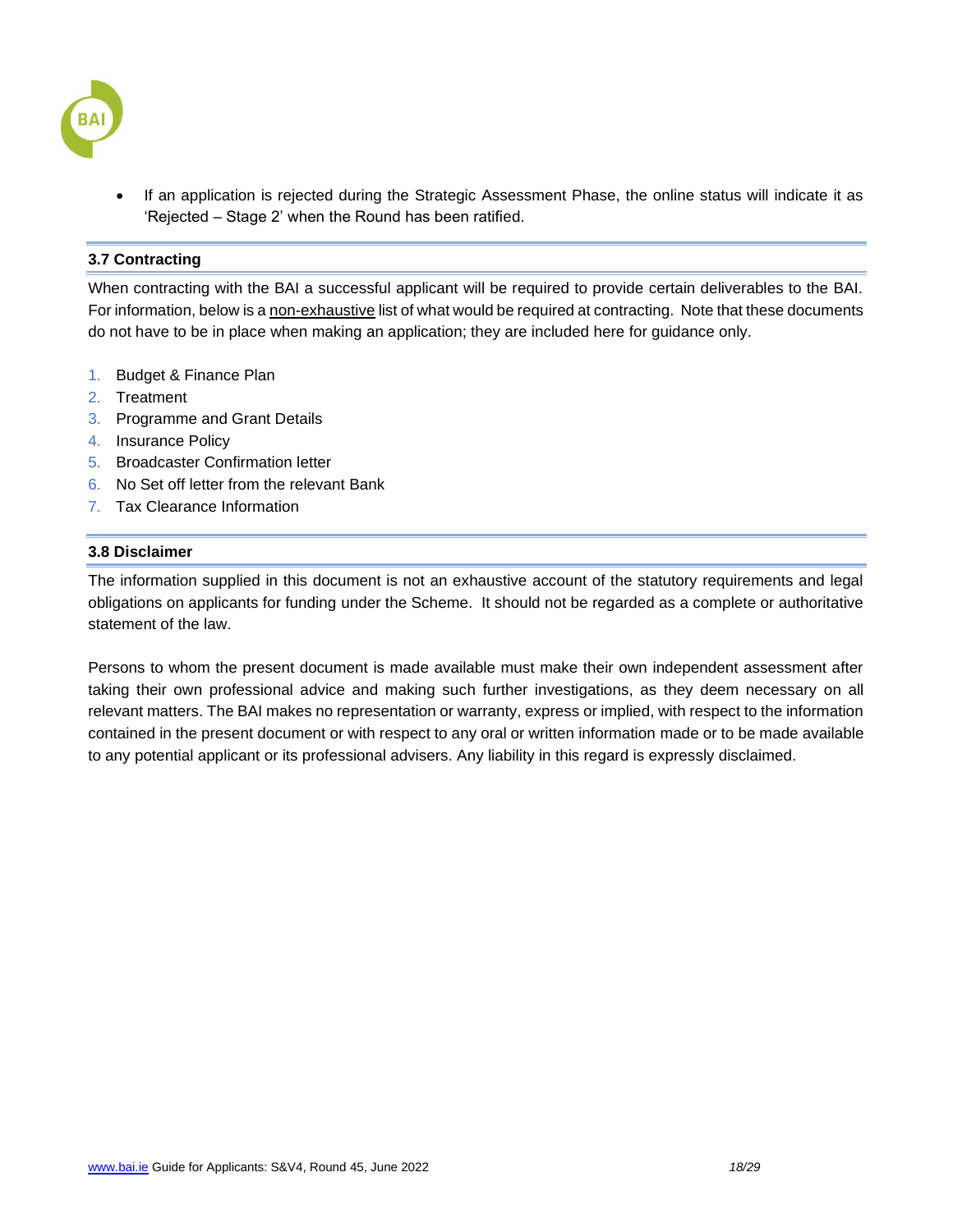- If an application is rejected during the Strategic Assessment Phase, the online status will indicate it as 'Rejected – Stage 2' when the Round has been ratified.

### 3.7 Contracting

When contracting with the BAI a successful applicant will be required to provide certain deliverables to the BAI. For information, below is a non-exhaustive list of what would be required at contracting. Note that these documents do not have to be in place when making an application; they are included here for guidance only.

1. Budget & Finance Plan
2. Treatment
3. Programme and Grant Details
4. Insurance Policy
5. Broadcaster Confirmation letter
6. No Set off letter from the relevant Bank
7. Tax Clearance Information

### 3.8 Disclaimer

The information supplied in this document is not an exhaustive account of the statutory requirements and legal obligations on applicants for funding under the Scheme. It should not be regarded as a complete or authoritative statement of the law.

Persons to whom the present document is made available must make their own independent assessment after taking their own professional advice and making such further investigations, as they deem necessary on all relevant matters. The BAI makes no representation or warranty, express or implied, with respect to the information contained in the present document or with respect to any oral or written information made or to be made available to any potential applicant or its professional advisers. Any liability in this regard is expressly disclaimed.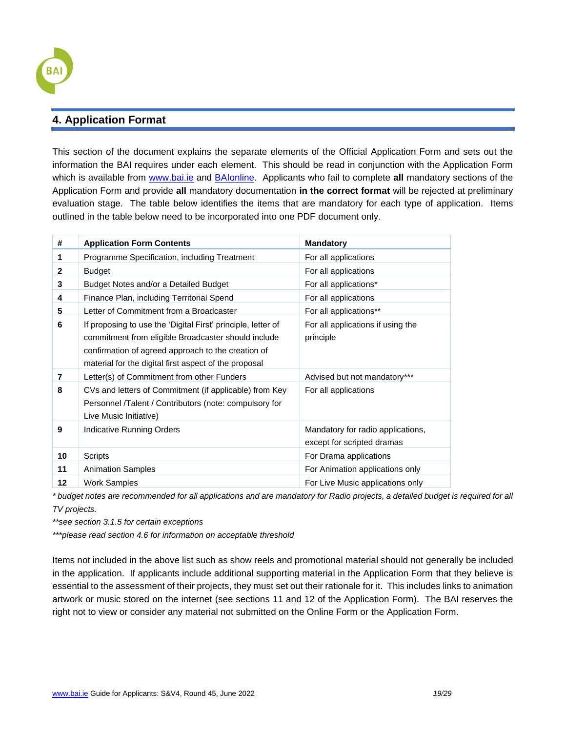## 4. Application Format

This section of the document explains the separate elements of the Official Application Form and sets out the information the BAI requires under each element. This should be read in conjunction with the Application Form which is available from [www.bai.ie](http://www.bai.ie) and [BAIonline](#). Applicants who fail to complete **all** mandatory sections of the Application Form and provide **all** mandatory documentation **in the correct format** will be rejected at preliminary evaluation stage. The table below identifies the items that are mandatory for each type of application. Items outlined in the table below need to be incorporated into one PDF document only.

| # | Application Form Contents | Mandatory |
|---|---|---|
| **1** | Programme Specification, including Treatment | For all applications |
| **2** | Budget | For all applications |
| **3** | Budget Notes and/or a Detailed Budget | For all applications* |
| **4** | Finance Plan, including Territorial Spend | For all applications |
| **5** | Letter of Commitment from a Broadcaster | For all applications** |
| **6** | If proposing to use the 'Digital First' principle, letter of commitment from eligible Broadcaster should include confirmation of agreed approach to the creation of material for the digital first aspect of the proposal | For all applications if using the principle |
| **7** | Letter(s) of Commitment from other Funders | Advised but not mandatory*** |
| **8** | CVs and letters of Commitment (if applicable) from Key Personnel /Talent / Contributors (note: compulsory for Live Music Initiative) | For all applications |
| **9** | Indicative Running Orders | Mandatory for radio applications, except for scripted dramas |
| **10** | Scripts | For Drama applications |
| **11** | Animation Samples | For Animation applications only |
| **12** | Work Samples | For Live Music applications only |

*\* budget notes are recommended for all applications and are mandatory for Radio projects, a detailed budget is required for all TV projects.*

*\*\*see section 3.1.5 for certain exceptions*

*\*\*\*please read section 4.6 for information on acceptable threshold*

Items not included in the above list such as show reels and promotional material should not generally be included in the application. If applicants include additional supporting material in the Application Form that they believe is essential to the assessment of their projects, they must set out their rationale for it. This includes links to animation artwork or music stored on the internet (see sections 11 and 12 of the Application Form). The BAI reserves the right not to view or consider any material not submitted on the Online Form or the Application Form.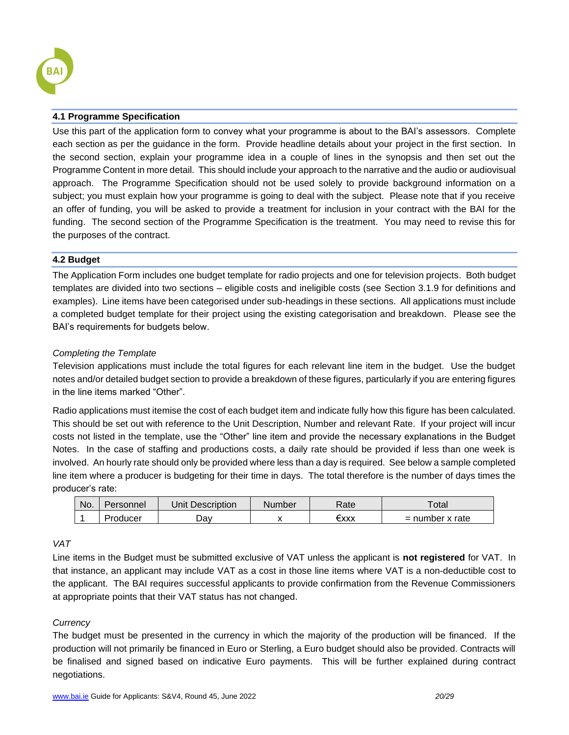## 4.1 Programme Specification

Use this part of the application form to convey what your programme is about to the BAI's assessors. Complete each section as per the guidance in the form. Provide headline details about your project in the first section. In the second section, explain your programme idea in a couple of lines in the synopsis and then set out the Programme Content in more detail. This should include your approach to the narrative and the audio or audiovisual approach. The Programme Specification should not be used solely to provide background information on a subject; you must explain how your programme is going to deal with the subject. Please note that if you receive an offer of funding, you will be asked to provide a treatment for inclusion in your contract with the BAI for the funding. The second section of the Programme Specification is the treatment. You may need to revise this for the purposes of the contract.

## 4.2 Budget

The Application Form includes one budget template for radio projects and one for television projects. Both budget templates are divided into two sections – eligible costs and ineligible costs (see Section 3.1.9 for definitions and examples). Line items have been categorised under sub-headings in these sections. All applications must include a completed budget template for their project using the existing categorisation and breakdown. Please see the BAI's requirements for budgets below.

*Completing the Template*

Television applications must include the total figures for each relevant line item in the budget. Use the budget notes and/or detailed budget section to provide a breakdown of these figures, particularly if you are entering figures in the line items marked "Other".

Radio applications must itemise the cost of each budget item and indicate fully how this figure has been calculated. This should be set out with reference to the Unit Description, Number and relevant Rate. If your project will incur costs not listed in the template, use the "Other" line item and provide the necessary explanations in the Budget Notes. In the case of staffing and productions costs, a daily rate should be provided if less than one week is involved. An hourly rate should only be provided where less than a day is required. See below a sample completed line item where a producer is budgeting for their time in days. The total therefore is the number of days times the producer's rate:

| No. | Personnel | Unit Description | Number | Rate | Total |
|---|---|---|---|---|---|
| 1 | Producer | Day | x | €xxx | = number x rate |

*VAT*

Line items in the Budget must be submitted exclusive of VAT unless the applicant is **not registered** for VAT. In that instance, an applicant may include VAT as a cost in those line items where VAT is a non-deductible cost to the applicant. The BAI requires successful applicants to provide confirmation from the Revenue Commissioners at appropriate points that their VAT status has not changed.

*Currency*

The budget must be presented in the currency in which the majority of the production will be financed. If the production will not primarily be financed in Euro or Sterling, a Euro budget should also be provided. Contracts will be finalised and signed based on indicative Euro payments. This will be further explained during contract negotiations.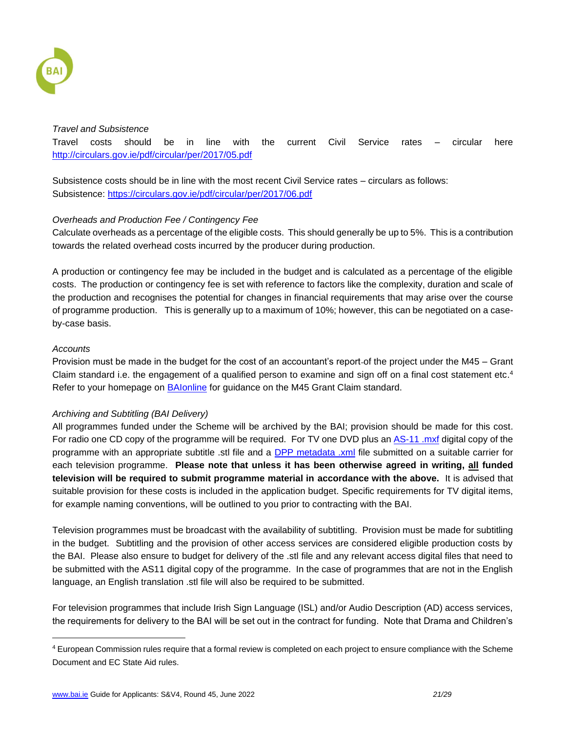*Travel and Subsistence*

Travel costs should be in line with the current Civil Service rates – circular here [http://circulars.gov.ie/pdf/circular/per/2017/05.pdf](http://circulars.gov.ie/pdf/circular/per/2017/05.pdf)

Subsistence costs should be in line with the most recent Civil Service rates – circulars as follows:
Subsistence: [https://circulars.gov.ie/pdf/circular/per/2017/06.pdf](https://circulars.gov.ie/pdf/circular/per/2017/06.pdf)

*Overheads and Production Fee / Contingency Fee*

Calculate overheads as a percentage of the eligible costs. This should generally be up to 5%. This is a contribution towards the related overhead costs incurred by the producer during production.

A production or contingency fee may be included in the budget and is calculated as a percentage of the eligible costs. The production or contingency fee is set with reference to factors like the complexity, duration and scale of the production and recognises the potential for changes in financial requirements that may arise over the course of programme production. This is generally up to a maximum of 10%; however, this can be negotiated on a case-by-case basis.

*Accounts*

Provision must be made in the budget for the cost of an accountant's report of the project under the M45 – Grant Claim standard i.e. the engagement of a qualified person to examine and sign off on a final cost statement etc.[4] Refer to your homepage on BAIonline for guidance on the M45 Grant Claim standard.

*Archiving and Subtitling (BAI Delivery)*

All programmes funded under the Scheme will be archived by the BAI; provision should be made for this cost. For radio one CD copy of the programme will be required. For TV one DVD plus an AS-11 .mxf digital copy of the programme with an appropriate subtitle .stl file and a DPP metadata .xml file submitted on a suitable carrier for each television programme. **Please note that unless it has been otherwise agreed in writing, <u>all</u> funded television will be required to submit programme material in accordance with the above.** It is advised that suitable provision for these costs is included in the application budget. Specific requirements for TV digital items, for example naming conventions, will be outlined to you prior to contracting with the BAI.

Television programmes must be broadcast with the availability of subtitling. Provision must be made for subtitling in the budget. Subtitling and the provision of other access services are considered eligible production costs by the BAI. Please also ensure to budget for delivery of the .stl file and any relevant access digital files that need to be submitted with the AS11 digital copy of the programme. In the case of programmes that are not in the English language, an English translation .stl file will also be required to be submitted.

For television programmes that include Irish Sign Language (ISL) and/or Audio Description (AD) access services, the requirements for delivery to the BAI will be set out in the contract for funding. Note that Drama and Children's

---

[4] European Commission rules require that a formal review is completed on each project to ensure compliance with the Scheme Document and EC State Aid rules.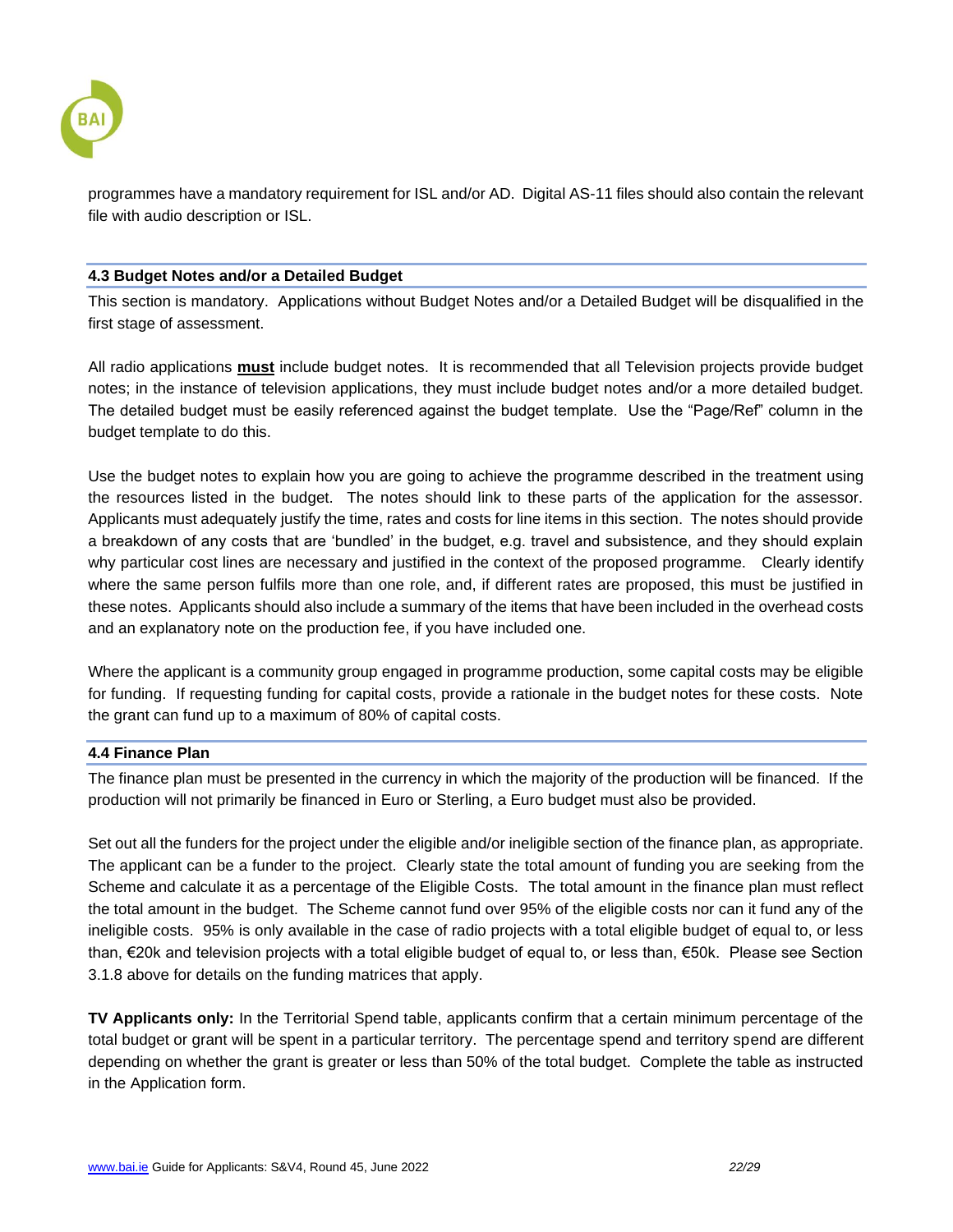programmes have a mandatory requirement for ISL and/or AD. Digital AS-11 files should also contain the relevant file with audio description or ISL.

### 4.3 Budget Notes and/or a Detailed Budget

This section is mandatory. Applications without Budget Notes and/or a Detailed Budget will be disqualified in the first stage of assessment.

All radio applications **must** include budget notes. It is recommended that all Television projects provide budget notes; in the instance of television applications, they must include budget notes and/or a more detailed budget. The detailed budget must be easily referenced against the budget template. Use the "Page/Ref" column in the budget template to do this.

Use the budget notes to explain how you are going to achieve the programme described in the treatment using the resources listed in the budget. The notes should link to these parts of the application for the assessor. Applicants must adequately justify the time, rates and costs for line items in this section. The notes should provide a breakdown of any costs that are 'bundled' in the budget, e.g. travel and subsistence, and they should explain why particular cost lines are necessary and justified in the context of the proposed programme. Clearly identify where the same person fulfils more than one role, and, if different rates are proposed, this must be justified in these notes. Applicants should also include a summary of the items that have been included in the overhead costs and an explanatory note on the production fee, if you have included one.

Where the applicant is a community group engaged in programme production, some capital costs may be eligible for funding. If requesting funding for capital costs, provide a rationale in the budget notes for these costs. Note the grant can fund up to a maximum of 80% of capital costs.

### 4.4 Finance Plan

The finance plan must be presented in the currency in which the majority of the production will be financed. If the production will not primarily be financed in Euro or Sterling, a Euro budget must also be provided.

Set out all the funders for the project under the eligible and/or ineligible section of the finance plan, as appropriate. The applicant can be a funder to the project. Clearly state the total amount of funding you are seeking from the Scheme and calculate it as a percentage of the Eligible Costs. The total amount in the finance plan must reflect the total amount in the budget. The Scheme cannot fund over 95% of the eligible costs nor can it fund any of the ineligible costs. 95% is only available in the case of radio projects with a total eligible budget of equal to, or less than, €20k and television projects with a total eligible budget of equal to, or less than, €50k. Please see Section 3.1.8 above for details on the funding matrices that apply.

**TV Applicants only:** In the Territorial Spend table, applicants confirm that a certain minimum percentage of the total budget or grant will be spent in a particular territory. The percentage spend and territory spend are different depending on whether the grant is greater or less than 50% of the total budget. Complete the table as instructed in the Application form.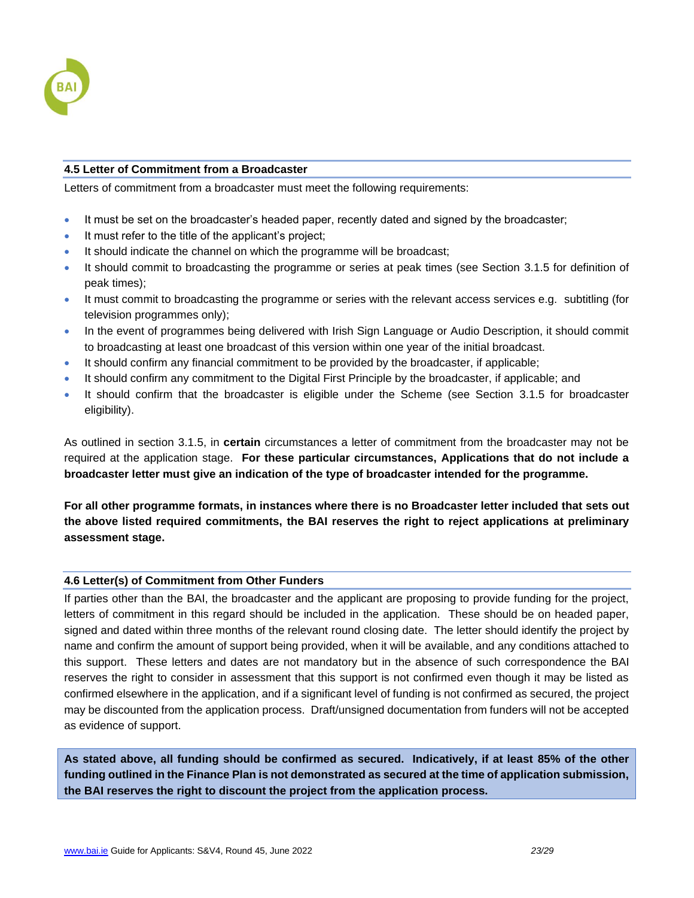### 4.5 Letter of Commitment from a Broadcaster

Letters of commitment from a broadcaster must meet the following requirements:

- It must be set on the broadcaster's headed paper, recently dated and signed by the broadcaster;
- It must refer to the title of the applicant's project;
- It should indicate the channel on which the programme will be broadcast;
- It should commit to broadcasting the programme or series at peak times (see Section 3.1.5 for definition of peak times);
- It must commit to broadcasting the programme or series with the relevant access services e.g. subtitling (for television programmes only);
- In the event of programmes being delivered with Irish Sign Language or Audio Description, it should commit to broadcasting at least one broadcast of this version within one year of the initial broadcast.
- It should confirm any financial commitment to be provided by the broadcaster, if applicable;
- It should confirm any commitment to the Digital First Principle by the broadcaster, if applicable; and
- It should confirm that the broadcaster is eligible under the Scheme (see Section 3.1.5 for broadcaster eligibility).

As outlined in section 3.1.5, in **certain** circumstances a letter of commitment from the broadcaster may not be required at the application stage. **For these particular circumstances, Applications that do not include a broadcaster letter must give an indication of the type of broadcaster intended for the programme.**

**For all other programme formats, in instances where there is no Broadcaster letter included that sets out the above listed required commitments, the BAI reserves the right to reject applications at preliminary assessment stage.**

### 4.6 Letter(s) of Commitment from Other Funders

If parties other than the BAI, the broadcaster and the applicant are proposing to provide funding for the project, letters of commitment in this regard should be included in the application. These should be on headed paper, signed and dated within three months of the relevant round closing date. The letter should identify the project by name and confirm the amount of support being provided, when it will be available, and any conditions attached to this support. These letters and dates are not mandatory but in the absence of such correspondence the BAI reserves the right to consider in assessment that this support is not confirmed even though it may be listed as confirmed elsewhere in the application, and if a significant level of funding is not confirmed as secured, the project may be discounted from the application process. Draft/unsigned documentation from funders will not be accepted as evidence of support.

**As stated above, all funding should be confirmed as secured. Indicatively, if at least 85% of the other funding outlined in the Finance Plan is not demonstrated as secured at the time of application submission, the BAI reserves the right to discount the project from the application process.**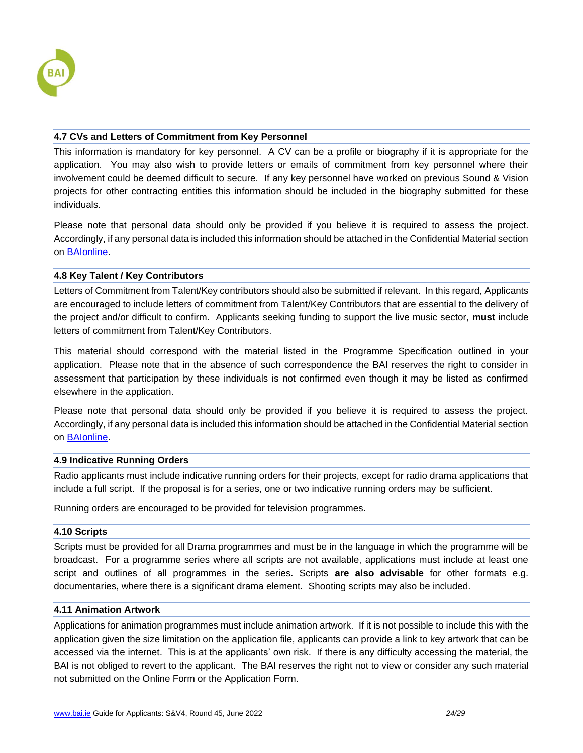### 4.7 CVs and Letters of Commitment from Key Personnel

This information is mandatory for key personnel. A CV can be a profile or biography if it is appropriate for the application. You may also wish to provide letters or emails of commitment from key personnel where their involvement could be deemed difficult to secure. If any key personnel have worked on previous Sound & Vision projects for other contracting entities this information should be included in the biography submitted for these individuals.

Please note that personal data should only be provided if you believe it is required to assess the project. Accordingly, if any personal data is included this information should be attached in the Confidential Material section on [BAIonline](BAIonline).

### 4.8 Key Talent / Key Contributors

Letters of Commitment from Talent/Key contributors should also be submitted if relevant. In this regard, Applicants are encouraged to include letters of commitment from Talent/Key Contributors that are essential to the delivery of the project and/or difficult to confirm. Applicants seeking funding to support the live music sector, **must** include letters of commitment from Talent/Key Contributors.

This material should correspond with the material listed in the Programme Specification outlined in your application. Please note that in the absence of such correspondence the BAI reserves the right to consider in assessment that participation by these individuals is not confirmed even though it may be listed as confirmed elsewhere in the application.

Please note that personal data should only be provided if you believe it is required to assess the project. Accordingly, if any personal data is included this information should be attached in the Confidential Material section on [BAIonline](BAIonline).

### 4.9 Indicative Running Orders

Radio applicants must include indicative running orders for their projects, except for radio drama applications that include a full script. If the proposal is for a series, one or two indicative running orders may be sufficient.

Running orders are encouraged to be provided for television programmes.

### 4.10 Scripts

Scripts must be provided for all Drama programmes and must be in the language in which the programme will be broadcast. For a programme series where all scripts are not available, applications must include at least one script and outlines of all programmes in the series. Scripts **are also advisable** for other formats e.g. documentaries, where there is a significant drama element. Shooting scripts may also be included.

### 4.11 Animation Artwork

Applications for animation programmes must include animation artwork. If it is not possible to include this with the application given the size limitation on the application file, applicants can provide a link to key artwork that can be accessed via the internet. This is at the applicants' own risk. If there is any difficulty accessing the material, the BAI is not obliged to revert to the applicant. The BAI reserves the right not to view or consider any such material not submitted on the Online Form or the Application Form.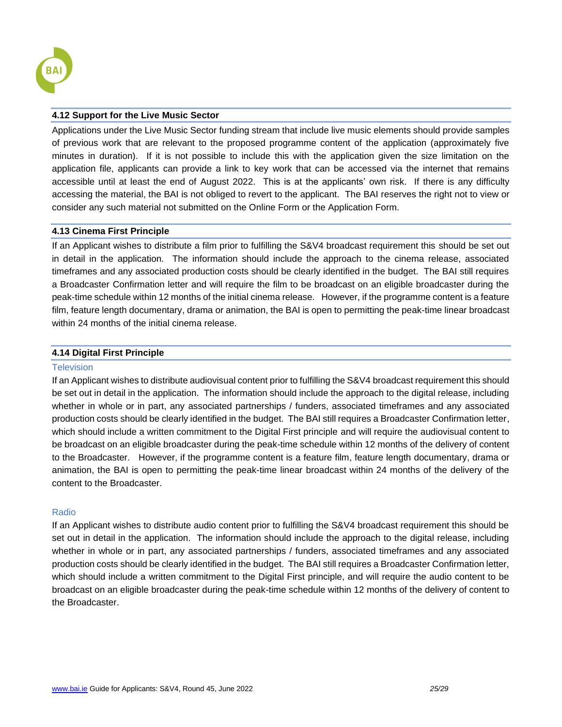### 4.12 Support for the Live Music Sector

Applications under the Live Music Sector funding stream that include live music elements should provide samples of previous work that are relevant to the proposed programme content of the application (approximately five minutes in duration). If it is not possible to include this with the application given the size limitation on the application file, applicants can provide a link to key work that can be accessed via the internet that remains accessible until at least the end of August 2022. This is at the applicants' own risk. If there is any difficulty accessing the material, the BAI is not obliged to revert to the applicant. The BAI reserves the right not to view or consider any such material not submitted on the Online Form or the Application Form.

### 4.13 Cinema First Principle

If an Applicant wishes to distribute a film prior to fulfilling the S&V4 broadcast requirement this should be set out in detail in the application. The information should include the approach to the cinema release, associated timeframes and any associated production costs should be clearly identified in the budget. The BAI still requires a Broadcaster Confirmation letter and will require the film to be broadcast on an eligible broadcaster during the peak-time schedule within 12 months of the initial cinema release. However, if the programme content is a feature film, feature length documentary, drama or animation, the BAI is open to permitting the peak-time linear broadcast within 24 months of the initial cinema release.

### 4.14 Digital First Principle

#### Television

If an Applicant wishes to distribute audiovisual content prior to fulfilling the S&V4 broadcast requirement this should be set out in detail in the application. The information should include the approach to the digital release, including whether in whole or in part, any associated partnerships / funders, associated timeframes and any associated production costs should be clearly identified in the budget. The BAI still requires a Broadcaster Confirmation letter, which should include a written commitment to the Digital First principle and will require the audiovisual content to be broadcast on an eligible broadcaster during the peak-time schedule within 12 months of the delivery of content to the Broadcaster. However, if the programme content is a feature film, feature length documentary, drama or animation, the BAI is open to permitting the peak-time linear broadcast within 24 months of the delivery of the content to the Broadcaster.

#### Radio

If an Applicant wishes to distribute audio content prior to fulfilling the S&V4 broadcast requirement this should be set out in detail in the application. The information should include the approach to the digital release, including whether in whole or in part, any associated partnerships / funders, associated timeframes and any associated production costs should be clearly identified in the budget. The BAI still requires a Broadcaster Confirmation letter, which should include a written commitment to the Digital First principle, and will require the audio content to be broadcast on an eligible broadcaster during the peak-time schedule within 12 months of the delivery of content to the Broadcaster.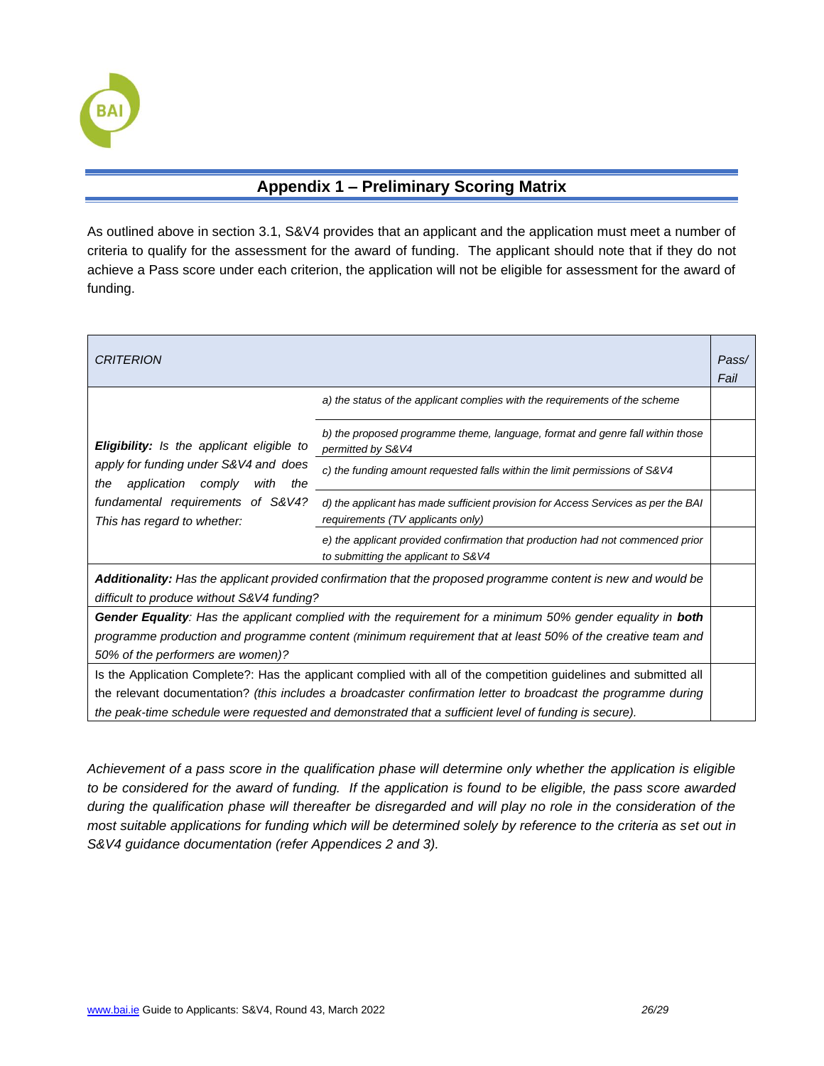## Appendix 1 – Preliminary Scoring Matrix

As outlined above in section 3.1, S&V4 provides that an applicant and the application must meet a number of criteria to qualify for the assessment for the award of funding. The applicant should note that if they do not achieve a Pass score under each criterion, the application will not be eligible for assessment for the award of funding.

| *CRITERION* | | *Pass/ Fail* |
|---|---|---|
| ***Eligibility:*** *Is the applicant eligible to apply for funding under S&V4 and does the application comply with the fundamental requirements of S&V4? This has regard to whether:* | *a) the status of the applicant complies with the requirements of the scheme* | |
| | *b) the proposed programme theme, language, format and genre fall within those permitted by S&V4* | |
| | *c) the funding amount requested falls within the limit permissions of S&V4* | |
| | *d) the applicant has made sufficient provision for Access Services as per the BAI requirements (TV applicants only)* | |
| | *e) the applicant provided confirmation that production had not commenced prior to submitting the applicant to S&V4* | |
| ***Additionality:*** *Has the applicant provided confirmation that the proposed programme content is new and would be difficult to produce without S&V4 funding?* | | |
| ***Gender Equality****: Has the applicant complied with the requirement for a minimum 50% gender equality in* ***both*** *programme production and programme content (minimum requirement that at least 50% of the creative team and 50% of the performers are women)?* | | |
| Is the Application Complete?: Has the applicant complied with all of the competition guidelines and submitted all the relevant documentation? *(this includes a broadcaster confirmation letter to broadcast the programme during the peak-time schedule were requested and demonstrated that a sufficient level of funding is secure).* | | |

*Achievement of a pass score in the qualification phase will determine only whether the application is eligible to be considered for the award of funding. If the application is found to be eligible, the pass score awarded during the qualification phase will thereafter be disregarded and will play no role in the consideration of the most suitable applications for funding which will be determined solely by reference to the criteria as set out in S&V4 guidance documentation (refer Appendices 2 and 3).*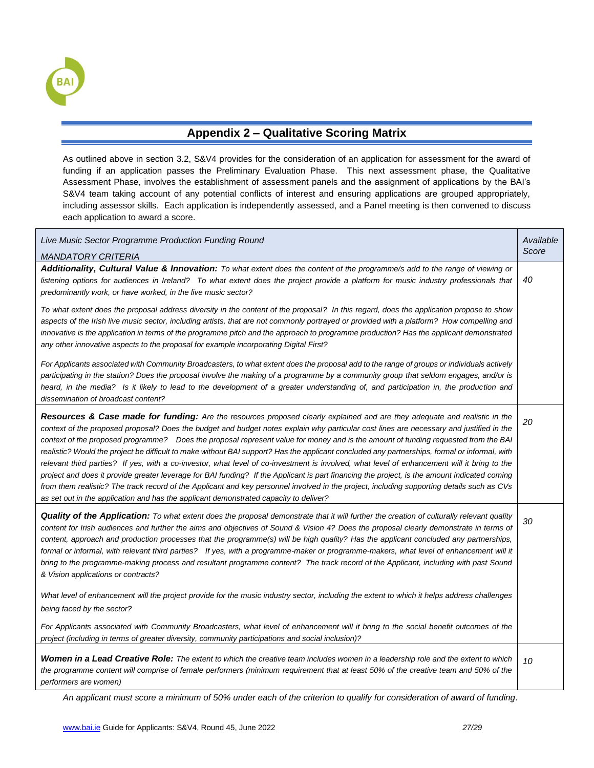## Appendix 2 – Qualitative Scoring Matrix

As outlined above in section 3.2, S&V4 provides for the consideration of an application for assessment for the award of funding if an application passes the Preliminary Evaluation Phase. This next assessment phase, the Qualitative Assessment Phase, involves the establishment of assessment panels and the assignment of applications by the BAI's S&V4 team taking account of any potential conflicts of interest and ensuring applications are grouped appropriately, including assessor skills. Each application is independently assessed, and a Panel meeting is then convened to discuss each application to award a score.

| *Live Music Sector Programme Production Funding Round*<br><br>*MANDATORY CRITERIA* | *Available Score* |
|---|---|
| ***Additionality, Cultural Value & Innovation:*** *To what extent does the content of the programme/s add to the range of viewing or listening options for audiences in Ireland? To what extent does the project provide a platform for music industry professionals that predominantly work, or have worked, in the live music sector?*<br><br>*To what extent does the proposal address diversity in the content of the proposal? In this regard, does the application propose to show aspects of the Irish live music sector, including artists, that are not commonly portrayed or provided with a platform? How compelling and innovative is the application in terms of the programme pitch and the approach to programme production? Has the applicant demonstrated any other innovative aspects to the proposal for example incorporating Digital First?*<br><br>*For Applicants associated with Community Broadcasters, to what extent does the proposal add to the range of groups or individuals actively participating in the station? Does the proposal involve the making of a programme by a community group that seldom engages, and/or is heard, in the media? Is it likely to lead to the development of a greater understanding of, and participation in, the production and dissemination of broadcast content?* | *40* |
| ***Resources & Case made for funding:*** *Are the resources proposed clearly explained and are they adequate and realistic in the context of the proposed proposal? Does the budget and budget notes explain why particular cost lines are necessary and justified in the context of the proposed programme? Does the proposal represent value for money and is the amount of funding requested from the BAI realistic? Would the project be difficult to make without BAI support? Has the applicant concluded any partnerships, formal or informal, with relevant third parties? If yes, with a co-investor, what level of co-investment is involved, what level of enhancement will it bring to the project and does it provide greater leverage for BAI funding? If the Applicant is part financing the project, is the amount indicated coming from them realistic? The track record of the Applicant and key personnel involved in the project, including supporting details such as CVs as set out in the application and has the applicant demonstrated capacity to deliver?* | *20* |
| ***Quality of the Application:*** *To what extent does the proposal demonstrate that it will further the creation of culturally relevant quality content for Irish audiences and further the aims and objectives of Sound & Vision 4? Does the proposal clearly demonstrate in terms of content, approach and production processes that the programme(s) will be high quality? Has the applicant concluded any partnerships, formal or informal, with relevant third parties? If yes, with a programme-maker or programme-makers, what level of enhancement will it bring to the programme-making process and resultant programme content? The track record of the Applicant, including with past Sound & Vision applications or contracts?*<br><br>*What level of enhancement will the project provide for the music industry sector, including the extent to which it helps address challenges being faced by the sector?*<br><br>*For Applicants associated with Community Broadcasters, what level of enhancement will it bring to the social benefit outcomes of the project (including in terms of greater diversity, community participations and social inclusion)?* | *30* |
| ***Women in a Lead Creative Role:*** *The extent to which the creative team includes women in a leadership role and the extent to which the programme content will comprise of female performers (minimum requirement that at least 50% of the creative team and 50% of the performers are women)* | *10* |

*An applicant must score a minimum of 50% under each of the criterion to qualify for consideration of award of funding.*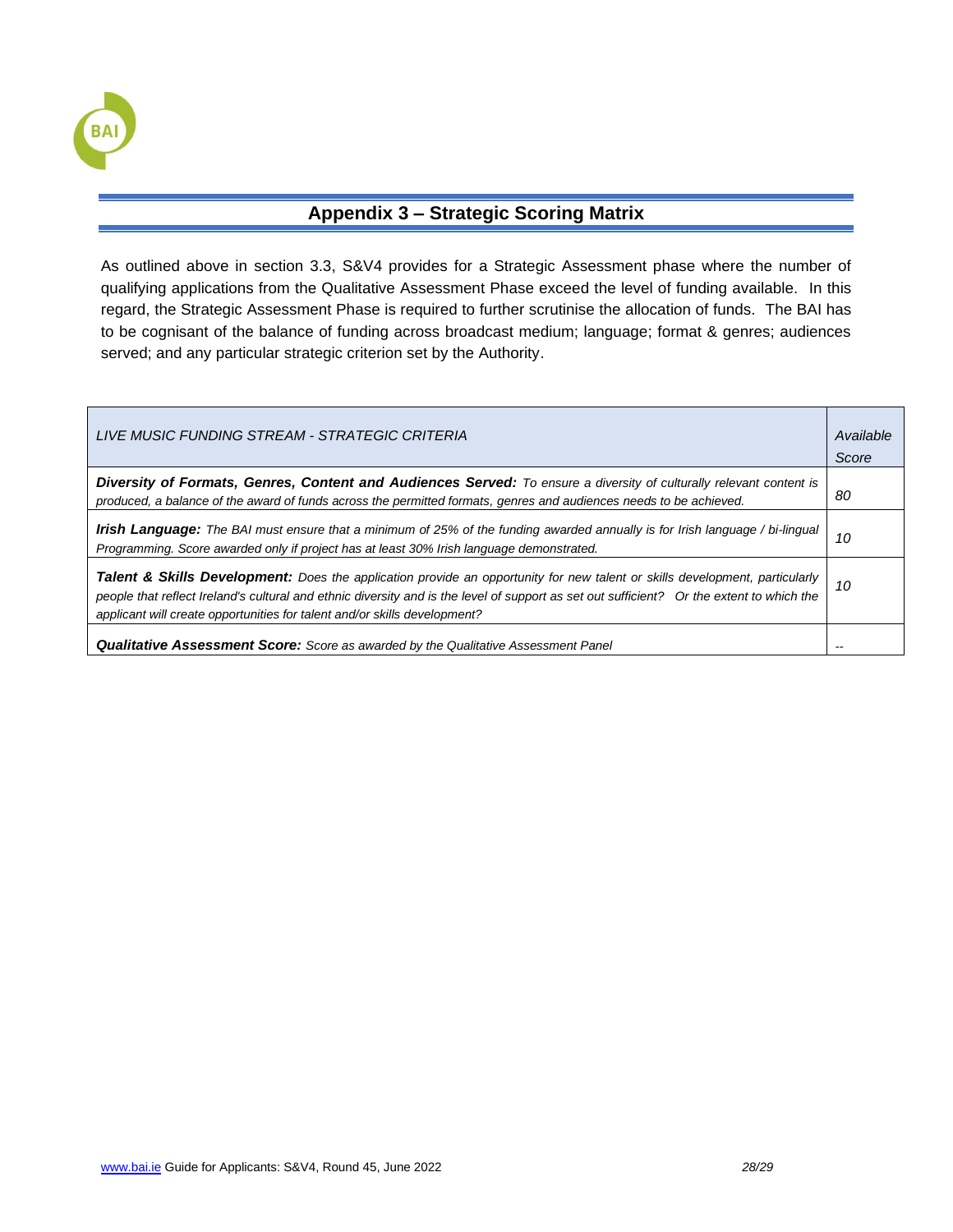## Appendix 3 – Strategic Scoring Matrix

As outlined above in section 3.3, S&V4 provides for a Strategic Assessment phase where the number of qualifying applications from the Qualitative Assessment Phase exceed the level of funding available. In this regard, the Strategic Assessment Phase is required to further scrutinise the allocation of funds. The BAI has to be cognisant of the balance of funding across broadcast medium; language; format & genres; audiences served; and any particular strategic criterion set by the Authority.

| *LIVE MUSIC FUNDING STREAM - STRATEGIC CRITERIA* | *Available Score* |
|---|---|
| ***Diversity of Formats, Genres, Content and Audiences Served:*** *To ensure a diversity of culturally relevant content is produced, a balance of the award of funds across the permitted formats, genres and audiences needs to be achieved.* | *80* |
| ***Irish Language:*** *The BAI must ensure that a minimum of 25% of the funding awarded annually is for Irish language / bi-lingual Programming. Score awarded only if project has at least 30% Irish language demonstrated.* | *10* |
| ***Talent & Skills Development:*** *Does the application provide an opportunity for new talent or skills development, particularly people that reflect Ireland's cultural and ethnic diversity and is the level of support as set out sufficient? Or the extent to which the applicant will create opportunities for talent and/or skills development?* | *10* |
| ***Qualitative Assessment Score:*** *Score as awarded by the Qualitative Assessment Panel* | -- |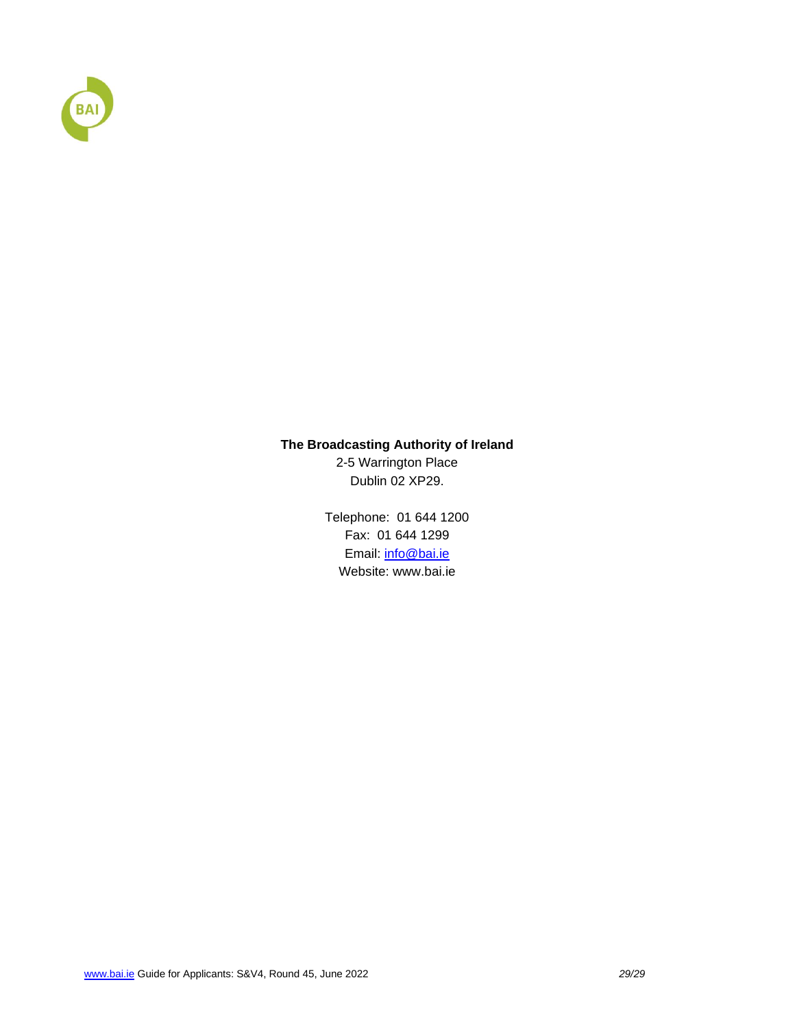**The Broadcasting Authority of Ireland**

2-5 Warrington Place

Dublin 02 XP29.

Telephone: 01 644 1200

Fax: 01 644 1299

Email: info@bai.ie

Website: www.bai.ie